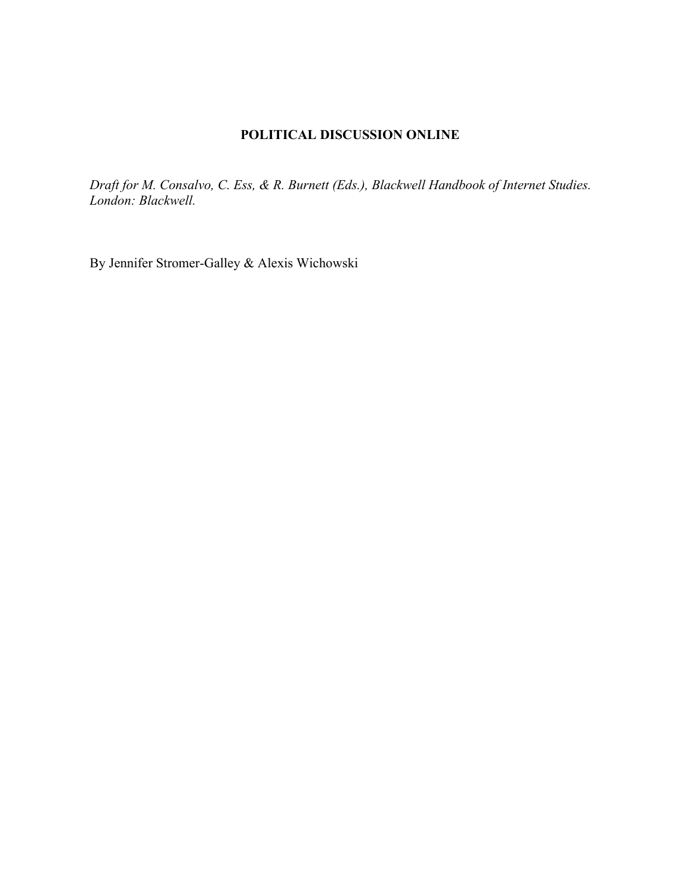# POLITICAL DISCUSSION ONLINE

*Draft for M. Consalvo, C. Ess, & R. Burnett (Eds.), Blackwell Handbook of Internet Studies. London: Blackwell.*

By Jennifer Stromer-Galley & Alexis Wichowski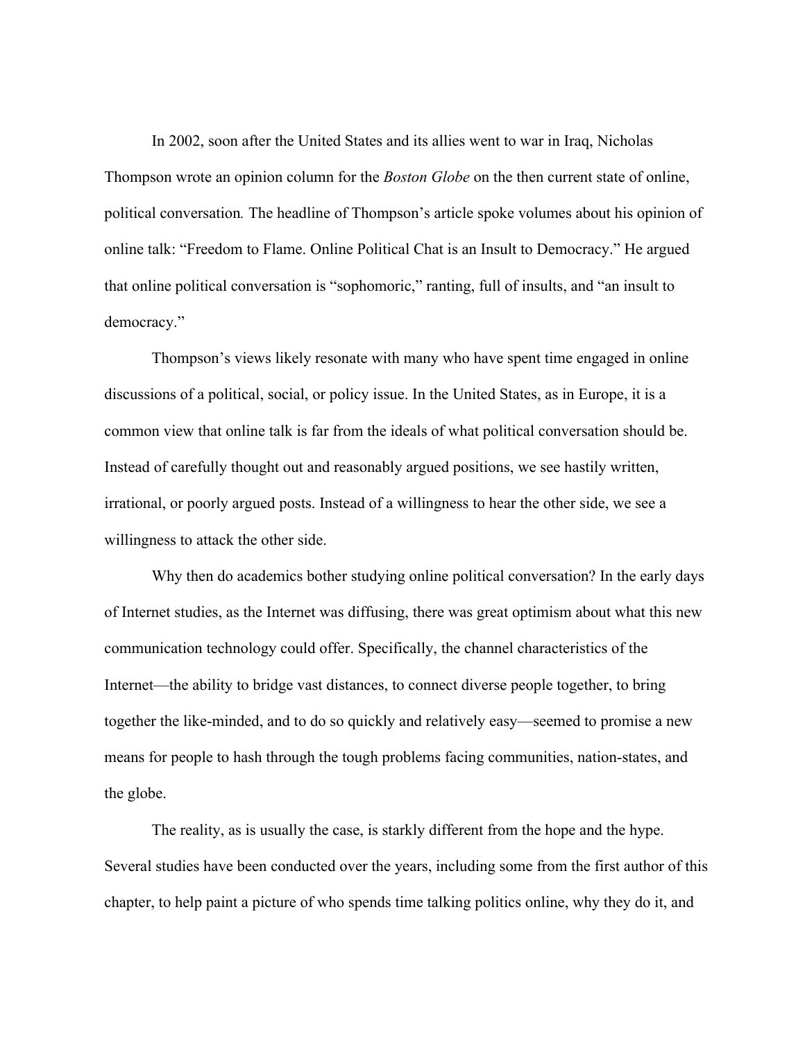In 2002, soon after the United States and its allies went to war in Iraq, Nicholas Thompson wrote an opinion column for the *Boston Globe* on the then current state of online, political conversation. The headline of Thompson's article spoke volumes about his opinion of online talk: "Freedom to Flame. Online Political Chat is an Insult to Democracy." He argued that online political conversation is "sophomoric," ranting, full of insults, and "an insult to democracy."

Thompson's views likely resonate with many who have spent time engaged in online discussions of a political, social, or policy issue. In the United States, as in Europe, it is a common view that online talk is far from the ideals of what political conversation should be. Instead of carefully thought out and reasonably argued positions, we see hastily written, irrational, or poorly argued posts. Instead of a willingness to hear the other side, we see a willingness to attack the other side.

Why then do academics bother studying online political conversation? In the early days of Internet studies, as the Internet was diffusing, there was great optimism about what this new communication technology could offer. Specifically, the channel characteristics of the Internet—the ability to bridge vast distances, to connect diverse people together, to bring together the like-minded, and to do so quickly and relatively easy—seemed to promise a new means for people to hash through the tough problems facing communities, nation-states, and the globe.

The reality, as is usually the case, is starkly different from the hope and the hype. Several studies have been conducted over the years, including some from the first author of this chapter, to help paint a picture of who spends time talking politics online, why they do it, and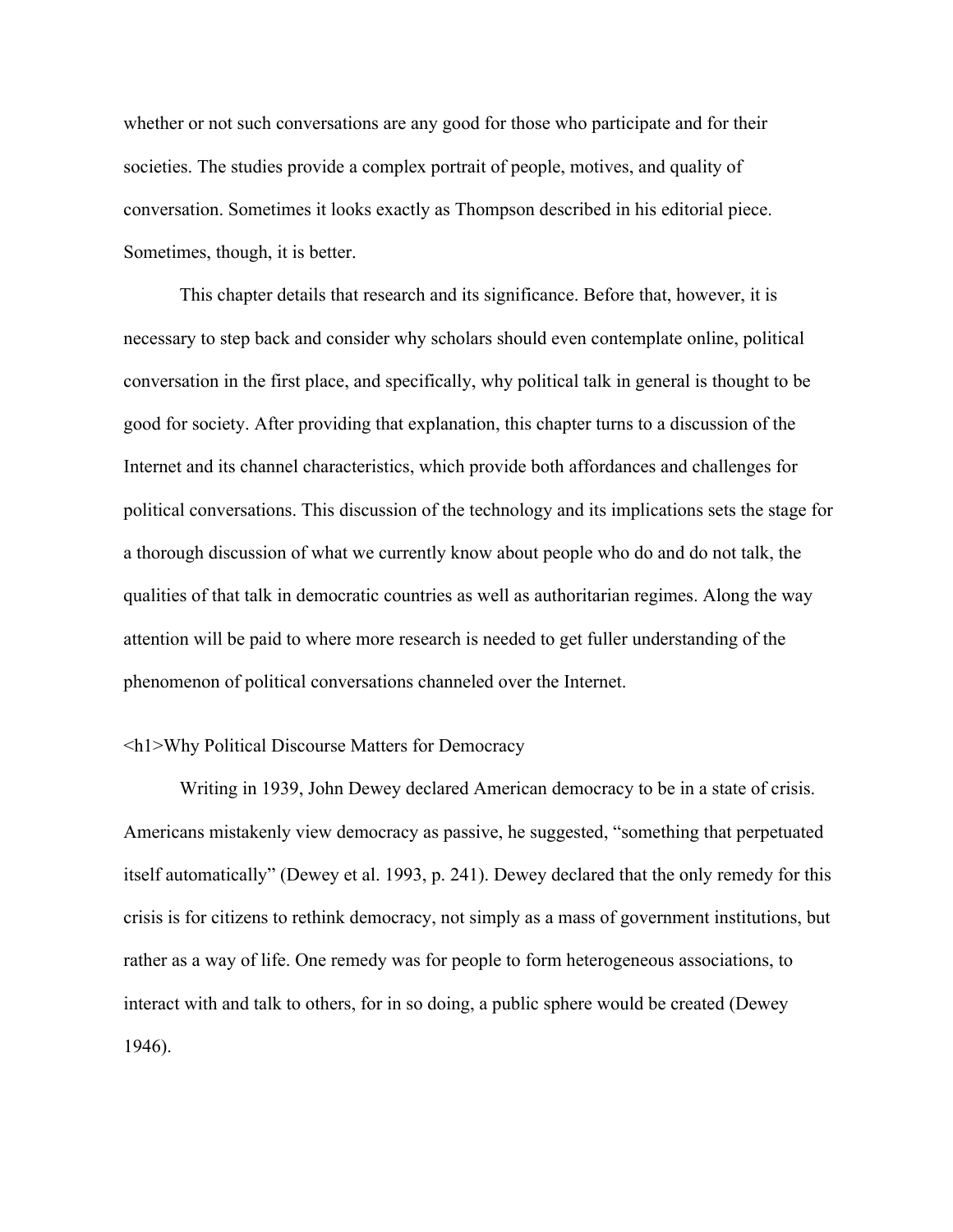whether or not such conversations are any good for those who participate and for their societies. The studies provide a complex portrait of people, motives, and quality of conversation. Sometimes it looks exactly as Thompson described in his editorial piece. Sometimes, though, it is better.

This chapter details that research and its significance. Before that, however, it is necessary to step back and consider why scholars should even contemplate online, political conversation in the first place, and specifically, why political talk in general is thought to be good for society. After providing that explanation, this chapter turns to a discussion of the Internet and its channel characteristics, which provide both affordances and challenges for political conversations. This discussion of the technology and its implications sets the stage for a thorough discussion of what we currently know about people who do and do not talk, the qualities of that talk in democratic countries as well as authoritarian regimes. Along the way attention will be paid to where more research is needed to get fuller understanding of the phenomenon of political conversations channeled over the Internet.

# Why Political Discourse Matters for Democracy

Writing in 1939, John Dewey declared American democracy to be in a state of crisis. Americans mistakenly view democracy as passive, he suggested, "something that perpetuated itself automatically" (Dewey et al. 1993, p. 241). Dewey declared that the only remedy for this crisis is for citizens to rethink democracy, not simply as a mass of government institutions, but rather as a way of life. One remedy was for people to form heterogeneous associations, to interact with and talk to others, for in so doing, a public sphere would be created (Dewey 1946).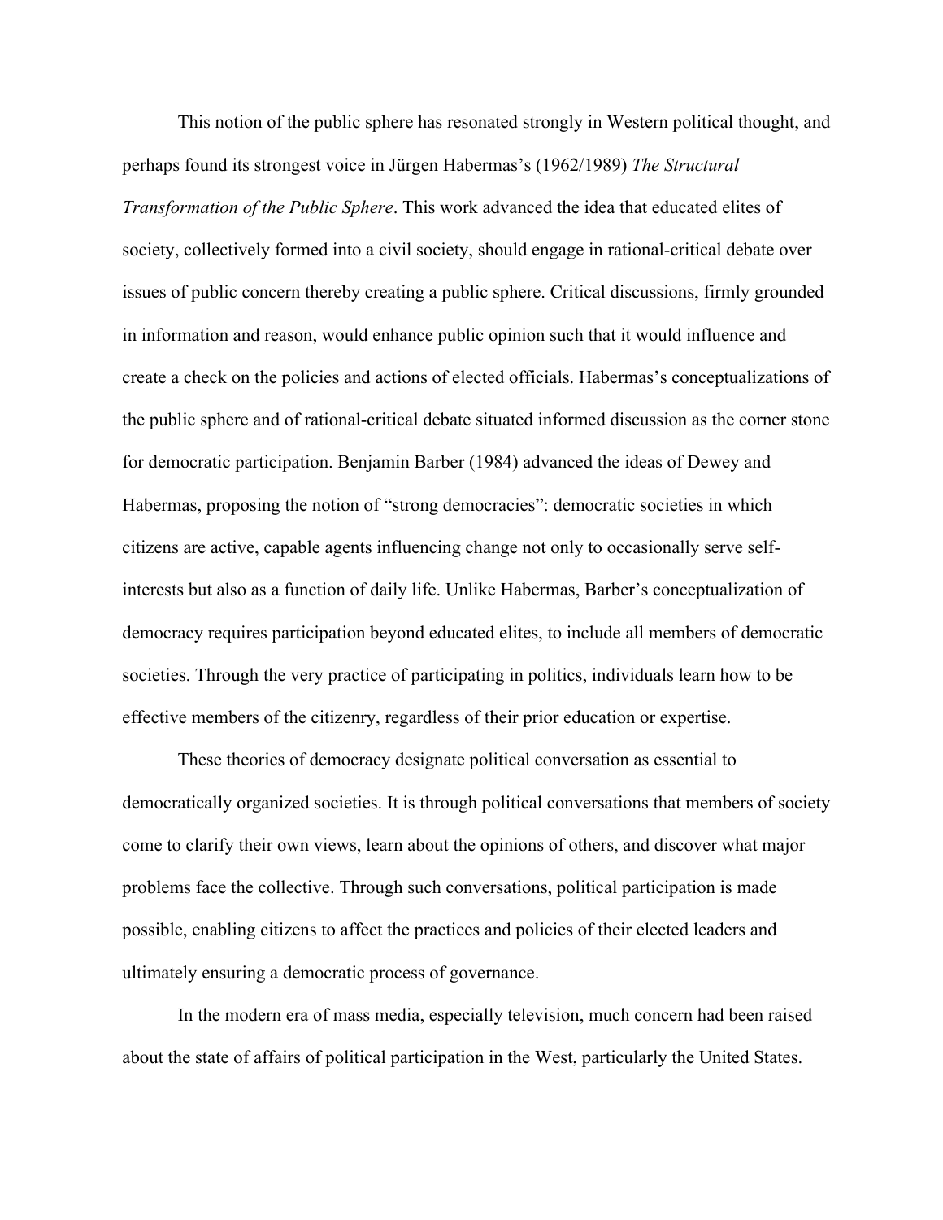This notion of the public sphere has resonated strongly in Western political thought, and perhaps found its strongest voice in Jürgen Habermas's (1962/1989) *The Structural Transformation of the Public Sphere*. This work advanced the idea that educated elites of society, collectively formed into a civil society, should engage in rational-critical debate over issues of public concern thereby creating a public sphere. Critical discussions, firmly grounded in information and reason, would enhance public opinion such that it would influence and create a check on the policies and actions of elected officials. Habermas's conceptualizations of the public sphere and of rational-critical debate situated informed discussion as the corner stone for democratic participation. Benjamin Barber (1984) advanced the ideas of Dewey and Habermas, proposing the notion of "strong democracies": democratic societies in which citizens are active, capable agents influencing change not only to occasionally serve self-interests but also as a function of daily life. Unlike Habermas, Barber's conceptualization of democracy requires participation beyond educated elites, to include all members of democratic societies. Through the very practice of participating in politics, individuals learn how to be effective members of the citizenry, regardless of their prior education or expertise.

These theories of democracy designate political conversation as essential to democratically organized societies. It is through political conversations that members of society come to clarify their own views, learn about the opinions of others, and discover what major problems face the collective. Through such conversations, political participation is made possible, enabling citizens to affect the practices and policies of their elected leaders and ultimately ensuring a democratic process of governance.

In the modern era of mass media, especially television, much concern had been raised about the state of affairs of political participation in the West, particularly the United States.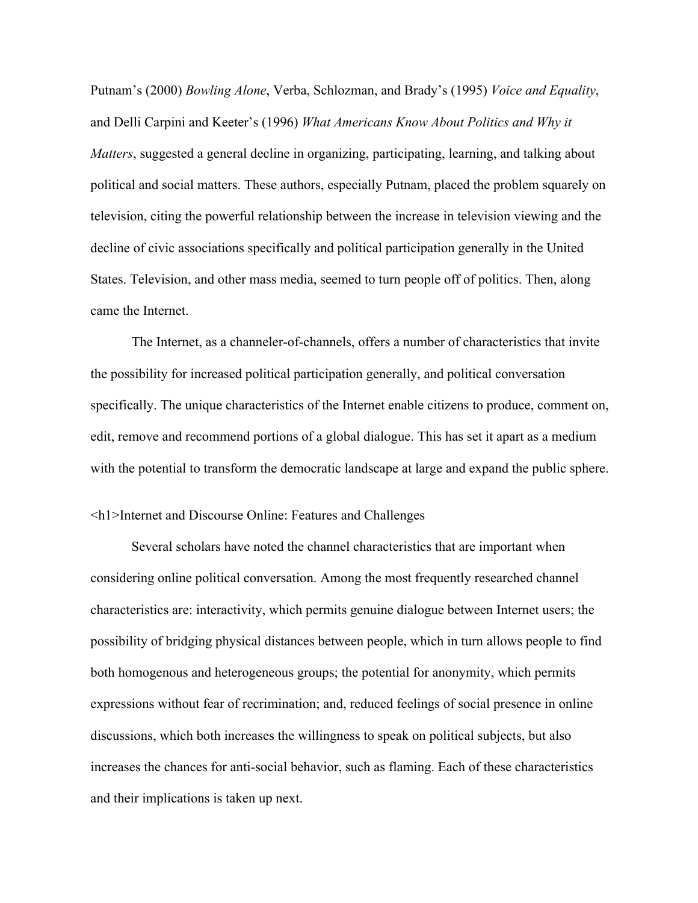Putnam's (2000) *Bowling Alone*, Verba, Schlozman, and Brady's (1995) *Voice and Equality*, and Delli Carpini and Keeter's (1996) *What Americans Know About Politics and Why it Matters*, suggested a general decline in organizing, participating, learning, and talking about political and social matters. These authors, especially Putnam, placed the problem squarely on television, citing the powerful relationship between the increase in television viewing and the decline of civic associations specifically and political participation generally in the United States. Television, and other mass media, seemed to turn people off of politics. Then, along came the Internet.

The Internet, as a channeler-of-channels, offers a number of characteristics that invite the possibility for increased political participation generally, and political conversation specifically. The unique characteristics of the Internet enable citizens to produce, comment on, edit, remove and recommend portions of a global dialogue. This has set it apart as a medium with the potential to transform the democratic landscape at large and expand the public sphere.

<h1>Internet and Discourse Online: Features and Challenges

Several scholars have noted the channel characteristics that are important when considering online political conversation. Among the most frequently researched channel characteristics are: interactivity, which permits genuine dialogue between Internet users; the possibility of bridging physical distances between people, which in turn allows people to find both homogenous and heterogeneous groups; the potential for anonymity, which permits expressions without fear of recrimination; and, reduced feelings of social presence in online discussions, which both increases the willingness to speak on political subjects, but also increases the chances for anti-social behavior, such as flaming. Each of these characteristics and their implications is taken up next.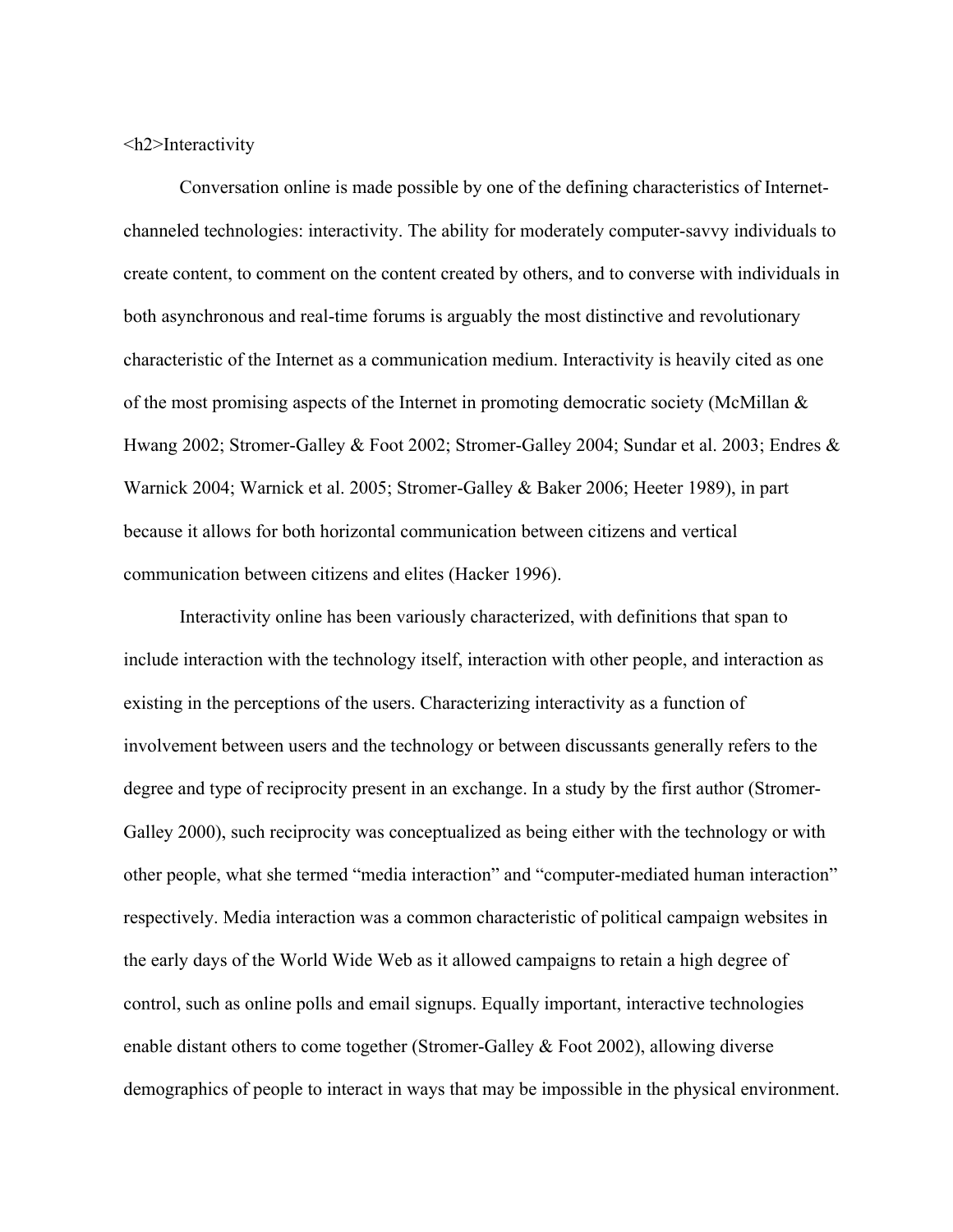## Interactivity

Conversation online is made possible by one of the defining characteristics of Internet-channeled technologies: interactivity. The ability for moderately computer-savvy individuals to create content, to comment on the content created by others, and to converse with individuals in both asynchronous and real-time forums is arguably the most distinctive and revolutionary characteristic of the Internet as a communication medium. Interactivity is heavily cited as one of the most promising aspects of the Internet in promoting democratic society (McMillan & Hwang 2002; Stromer-Galley & Foot 2002; Stromer-Galley 2004; Sundar et al. 2003; Endres & Warnick 2004; Warnick et al. 2005; Stromer-Galley & Baker 2006; Heeter 1989), in part because it allows for both horizontal communication between citizens and vertical communication between citizens and elites (Hacker 1996).

Interactivity online has been variously characterized, with definitions that span to include interaction with the technology itself, interaction with other people, and interaction as existing in the perceptions of the users. Characterizing interactivity as a function of involvement between users and the technology or between discussants generally refers to the degree and type of reciprocity present in an exchange. In a study by the first author (Stromer-Galley 2000), such reciprocity was conceptualized as being either with the technology or with other people, what she termed "media interaction" and "computer-mediated human interaction" respectively. Media interaction was a common characteristic of political campaign websites in the early days of the World Wide Web as it allowed campaigns to retain a high degree of control, such as online polls and email signups. Equally important, interactive technologies enable distant others to come together (Stromer-Galley & Foot 2002), allowing diverse demographics of people to interact in ways that may be impossible in the physical environment.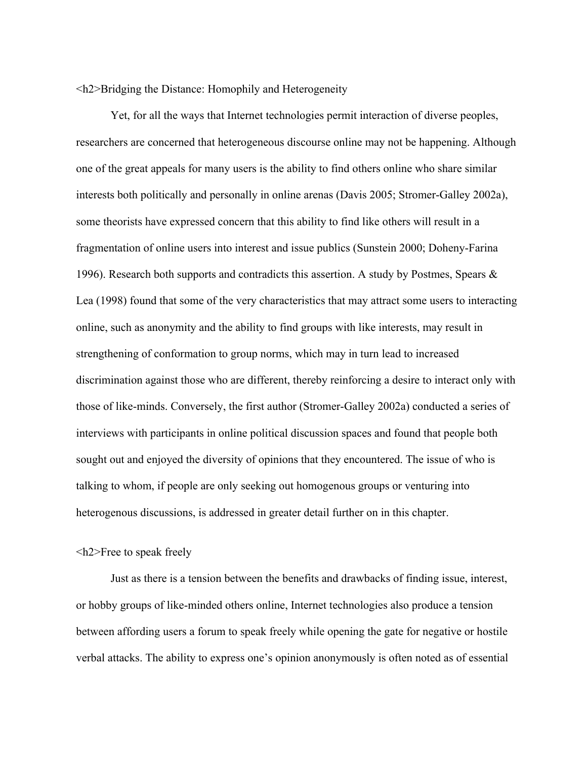## Bridging the Distance: Homophily and Heterogeneity

Yet, for all the ways that Internet technologies permit interaction of diverse peoples, researchers are concerned that heterogeneous discourse online may not be happening. Although one of the great appeals for many users is the ability to find others online who share similar interests both politically and personally in online arenas (Davis 2005; Stromer-Galley 2002a), some theorists have expressed concern that this ability to find like others will result in a fragmentation of online users into interest and issue publics (Sunstein 2000; Doheny-Farina 1996). Research both supports and contradicts this assertion. A study by Postmes, Spears & Lea (1998) found that some of the very characteristics that may attract some users to interacting online, such as anonymity and the ability to find groups with like interests, may result in strengthening of conformation to group norms, which may in turn lead to increased discrimination against those who are different, thereby reinforcing a desire to interact only with those of like-minds. Conversely, the first author (Stromer-Galley 2002a) conducted a series of interviews with participants in online political discussion spaces and found that people both sought out and enjoyed the diversity of opinions that they encountered. The issue of who is talking to whom, if people are only seeking out homogenous groups or venturing into heterogenous discussions, is addressed in greater detail further on in this chapter.

## Free to speak freely

Just as there is a tension between the benefits and drawbacks of finding issue, interest, or hobby groups of like-minded others online, Internet technologies also produce a tension between affording users a forum to speak freely while opening the gate for negative or hostile verbal attacks. The ability to express one's opinion anonymously is often noted as of essential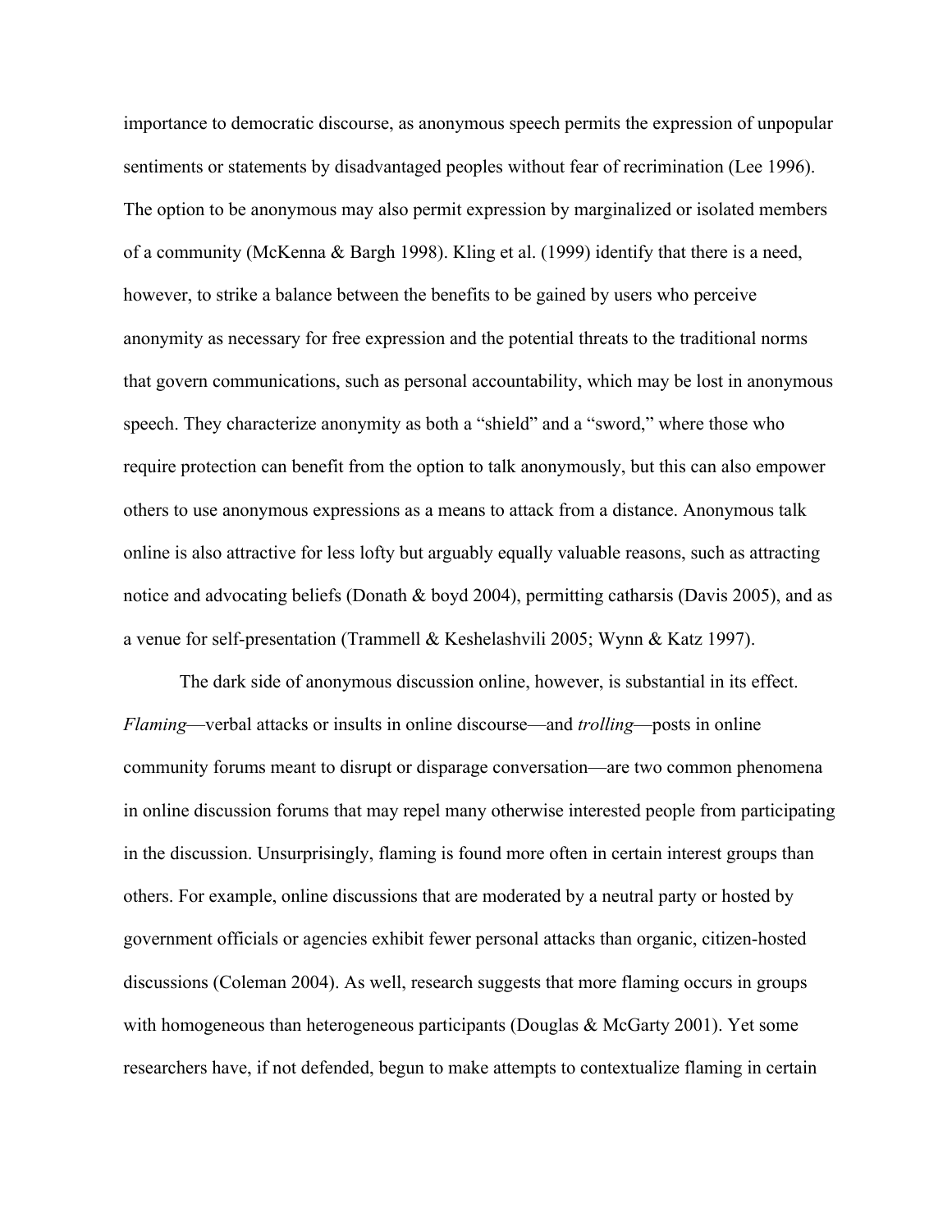importance to democratic discourse, as anonymous speech permits the expression of unpopular sentiments or statements by disadvantaged peoples without fear of recrimination (Lee 1996). The option to be anonymous may also permit expression by marginalized or isolated members of a community (McKenna & Bargh 1998). Kling et al. (1999) identify that there is a need, however, to strike a balance between the benefits to be gained by users who perceive anonymity as necessary for free expression and the potential threats to the traditional norms that govern communications, such as personal accountability, which may be lost in anonymous speech. They characterize anonymity as both a "shield" and a "sword," where those who require protection can benefit from the option to talk anonymously, but this can also empower others to use anonymous expressions as a means to attack from a distance. Anonymous talk online is also attractive for less lofty but arguably equally valuable reasons, such as attracting notice and advocating beliefs (Donath & boyd 2004), permitting catharsis (Davis 2005), and as a venue for self-presentation (Trammell & Keshelashvili 2005; Wynn & Katz 1997).

The dark side of anonymous discussion online, however, is substantial in its effect. *Flaming*—verbal attacks or insults in online discourse—and *trolling*—posts in online community forums meant to disrupt or disparage conversation—are two common phenomena in online discussion forums that may repel many otherwise interested people from participating in the discussion. Unsurprisingly, flaming is found more often in certain interest groups than others. For example, online discussions that are moderated by a neutral party or hosted by government officials or agencies exhibit fewer personal attacks than organic, citizen-hosted discussions (Coleman 2004). As well, research suggests that more flaming occurs in groups with homogeneous than heterogeneous participants (Douglas & McGarty 2001). Yet some researchers have, if not defended, begun to make attempts to contextualize flaming in certain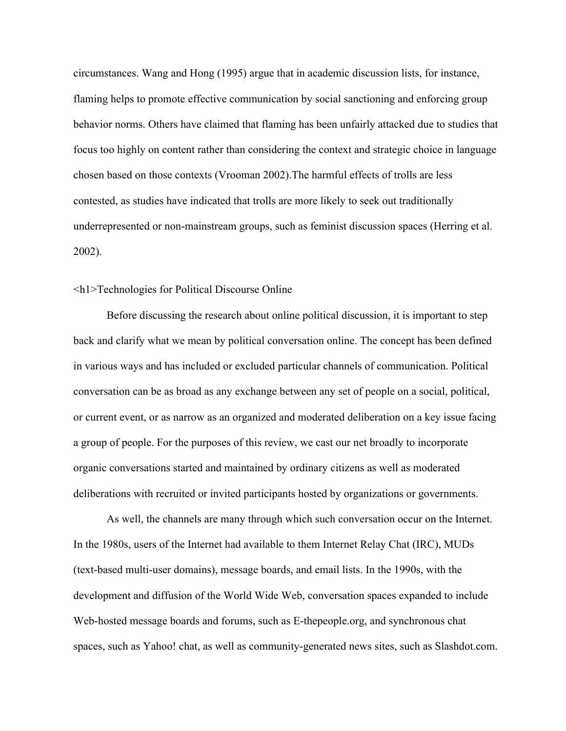circumstances. Wang and Hong (1995) argue that in academic discussion lists, for instance, flaming helps to promote effective communication by social sanctioning and enforcing group behavior norms. Others have claimed that flaming has been unfairly attacked due to studies that focus too highly on content rather than considering the context and strategic choice in language chosen based on those contexts (Vrooman 2002).The harmful effects of trolls are less contested, as studies have indicated that trolls are more likely to seek out traditionally underrepresented or non-mainstream groups, such as feminist discussion spaces (Herring et al. 2002).

# Technologies for Political Discourse Online

Before discussing the research about online political discussion, it is important to step back and clarify what we mean by political conversation online. The concept has been defined in various ways and has included or excluded particular channels of communication. Political conversation can be as broad as any exchange between any set of people on a social, political, or current event, or as narrow as an organized and moderated deliberation on a key issue facing a group of people. For the purposes of this review, we cast our net broadly to incorporate organic conversations started and maintained by ordinary citizens as well as moderated deliberations with recruited or invited participants hosted by organizations or governments.

As well, the channels are many through which such conversation occur on the Internet. In the 1980s, users of the Internet had available to them Internet Relay Chat (IRC), MUDs (text-based multi-user domains), message boards, and email lists. In the 1990s, with the development and diffusion of the World Wide Web, conversation spaces expanded to include Web-hosted message boards and forums, such as E-thepeople.org, and synchronous chat spaces, such as Yahoo! chat, as well as community-generated news sites, such as Slashdot.com.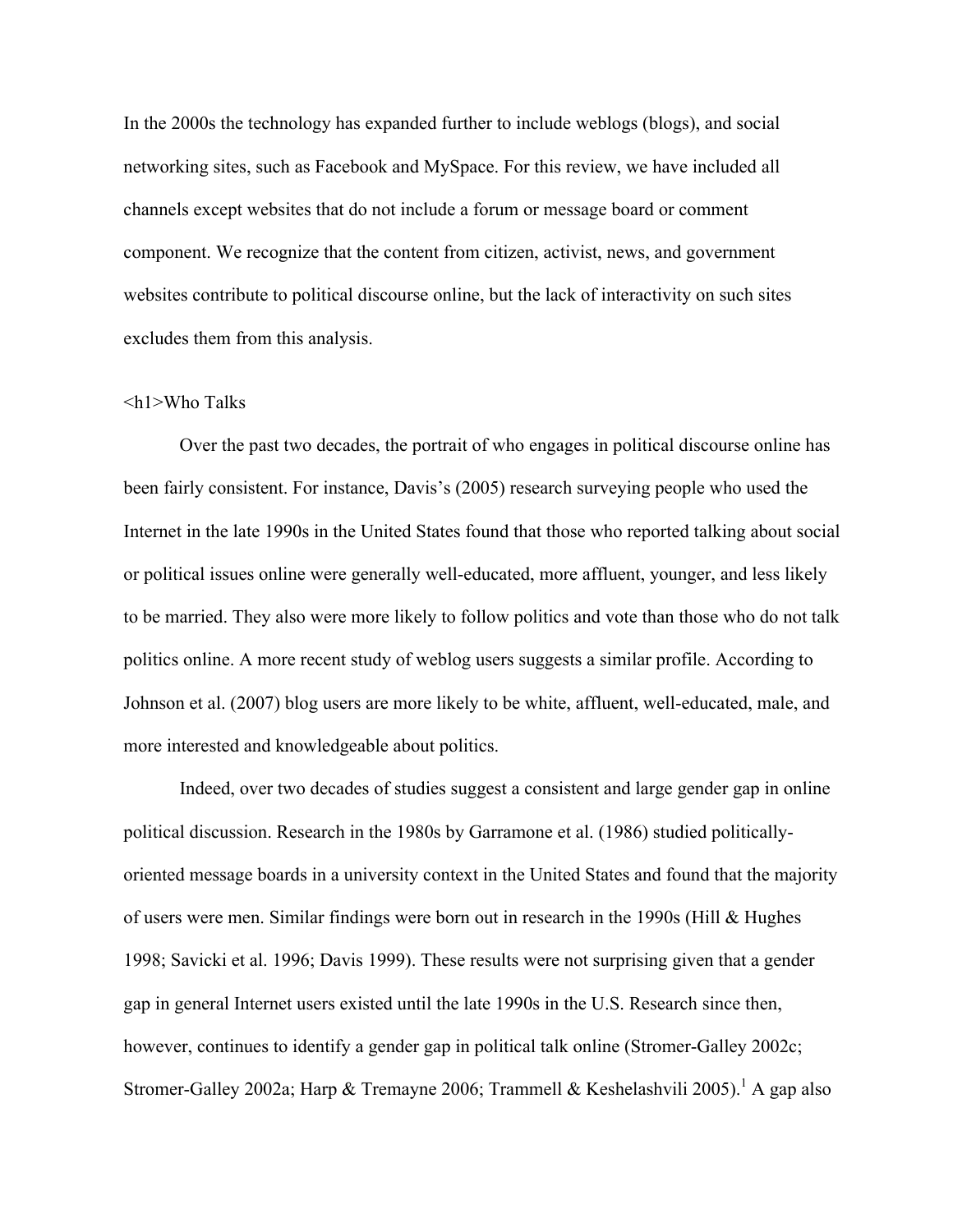In the 2000s the technology has expanded further to include weblogs (blogs), and social networking sites, such as Facebook and MySpace. For this review, we have included all channels except websites that do not include a forum or message board or comment component. We recognize that the content from citizen, activist, news, and government websites contribute to political discourse online, but the lack of interactivity on such sites excludes them from this analysis.

# Who Talks

Over the past two decades, the portrait of who engages in political discourse online has been fairly consistent. For instance, Davis's (2005) research surveying people who used the Internet in the late 1990s in the United States found that those who reported talking about social or political issues online were generally well-educated, more affluent, younger, and less likely to be married. They also were more likely to follow politics and vote than those who do not talk politics online. A more recent study of weblog users suggests a similar profile. According to Johnson et al. (2007) blog users are more likely to be white, affluent, well-educated, male, and more interested and knowledgeable about politics.

Indeed, over two decades of studies suggest a consistent and large gender gap in online political discussion. Research in the 1980s by Garramone et al. (1986) studied politically-oriented message boards in a university context in the United States and found that the majority of users were men. Similar findings were born out in research in the 1990s (Hill & Hughes 1998; Savicki et al. 1996; Davis 1999). These results were not surprising given that a gender gap in general Internet users existed until the late 1990s in the U.S. Research since then, however, continues to identify a gender gap in political talk online (Stromer-Galley 2002c; Stromer-Galley 2002a; Harp & Tremayne 2006; Trammell & Keshelashvili 2005).[1] A gap also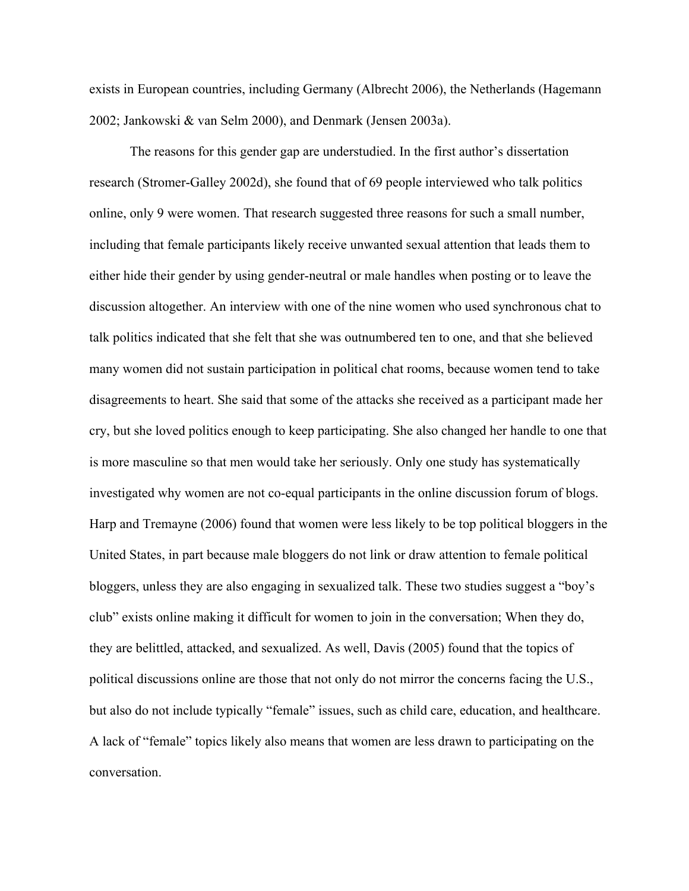exists in European countries, including Germany (Albrecht 2006), the Netherlands (Hagemann 2002; Jankowski & van Selm 2000), and Denmark (Jensen 2003a).

The reasons for this gender gap are understudied. In the first author's dissertation research (Stromer-Galley 2002d), she found that of 69 people interviewed who talk politics online, only 9 were women. That research suggested three reasons for such a small number, including that female participants likely receive unwanted sexual attention that leads them to either hide their gender by using gender-neutral or male handles when posting or to leave the discussion altogether. An interview with one of the nine women who used synchronous chat to talk politics indicated that she felt that she was outnumbered ten to one, and that she believed many women did not sustain participation in political chat rooms, because women tend to take disagreements to heart. She said that some of the attacks she received as a participant made her cry, but she loved politics enough to keep participating. She also changed her handle to one that is more masculine so that men would take her seriously. Only one study has systematically investigated why women are not co-equal participants in the online discussion forum of blogs. Harp and Tremayne (2006) found that women were less likely to be top political bloggers in the United States, in part because male bloggers do not link or draw attention to female political bloggers, unless they are also engaging in sexualized talk. These two studies suggest a "boy's club" exists online making it difficult for women to join in the conversation; When they do, they are belittled, attacked, and sexualized. As well, Davis (2005) found that the topics of political discussions online are those that not only do not mirror the concerns facing the U.S., but also do not include typically "female" issues, such as child care, education, and healthcare. A lack of "female" topics likely also means that women are less drawn to participating on the conversation.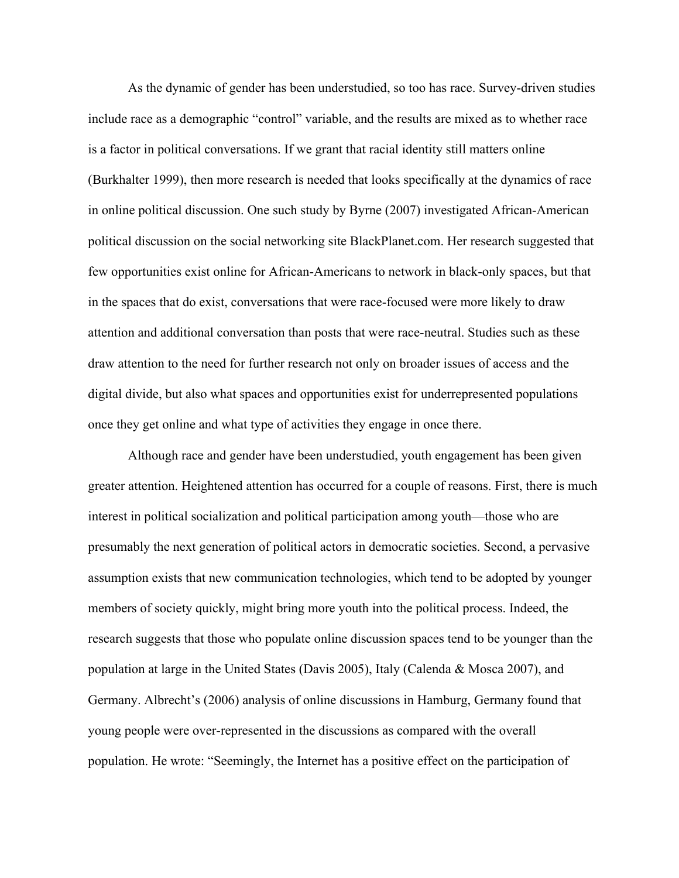As the dynamic of gender has been understudied, so too has race. Survey-driven studies include race as a demographic “control” variable, and the results are mixed as to whether race is a factor in political conversations. If we grant that racial identity still matters online (Burkhalter 1999), then more research is needed that looks specifically at the dynamics of race in online political discussion. One such study by Byrne (2007) investigated African-American political discussion on the social networking site BlackPlanet.com. Her research suggested that few opportunities exist online for African-Americans to network in black-only spaces, but that in the spaces that do exist, conversations that were race-focused were more likely to draw attention and additional conversation than posts that were race-neutral. Studies such as these draw attention to the need for further research not only on broader issues of access and the digital divide, but also what spaces and opportunities exist for underrepresented populations once they get online and what type of activities they engage in once there.

Although race and gender have been understudied, youth engagement has been given greater attention. Heightened attention has occurred for a couple of reasons. First, there is much interest in political socialization and political participation among youth—those who are presumably the next generation of political actors in democratic societies. Second, a pervasive assumption exists that new communication technologies, which tend to be adopted by younger members of society quickly, might bring more youth into the political process. Indeed, the research suggests that those who populate online discussion spaces tend to be younger than the population at large in the United States (Davis 2005), Italy (Calenda & Mosca 2007), and Germany. Albrecht’s (2006) analysis of online discussions in Hamburg, Germany found that young people were over-represented in the discussions as compared with the overall population. He wrote: “Seemingly, the Internet has a positive effect on the participation of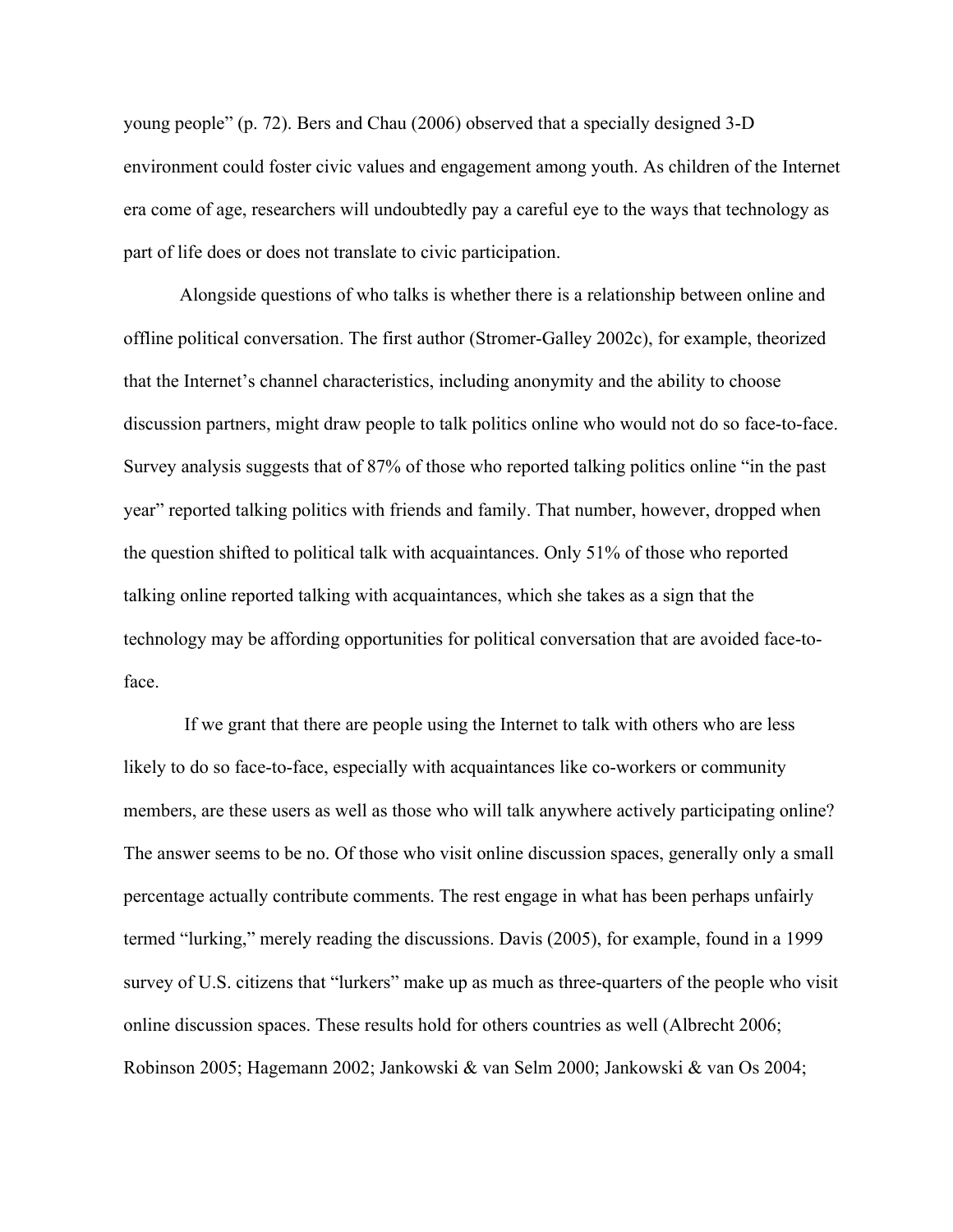young people" (p. 72). Bers and Chau (2006) observed that a specially designed 3-D environment could foster civic values and engagement among youth. As children of the Internet era come of age, researchers will undoubtedly pay a careful eye to the ways that technology as part of life does or does not translate to civic participation.

Alongside questions of who talks is whether there is a relationship between online and offline political conversation. The first author (Stromer-Galley 2002c), for example, theorized that the Internet's channel characteristics, including anonymity and the ability to choose discussion partners, might draw people to talk politics online who would not do so face-to-face. Survey analysis suggests that of 87% of those who reported talking politics online "in the past year" reported talking politics with friends and family. That number, however, dropped when the question shifted to political talk with acquaintances. Only 51% of those who reported talking online reported talking with acquaintances, which she takes as a sign that the technology may be affording opportunities for political conversation that are avoided face-to-face.

If we grant that there are people using the Internet to talk with others who are less likely to do so face-to-face, especially with acquaintances like co-workers or community members, are these users as well as those who will talk anywhere actively participating online? The answer seems to be no. Of those who visit online discussion spaces, generally only a small percentage actually contribute comments. The rest engage in what has been perhaps unfairly termed "lurking," merely reading the discussions. Davis (2005), for example, found in a 1999 survey of U.S. citizens that "lurkers" make up as much as three-quarters of the people who visit online discussion spaces. These results hold for others countries as well (Albrecht 2006; Robinson 2005; Hagemann 2002; Jankowski & van Selm 2000; Jankowski & van Os 2004;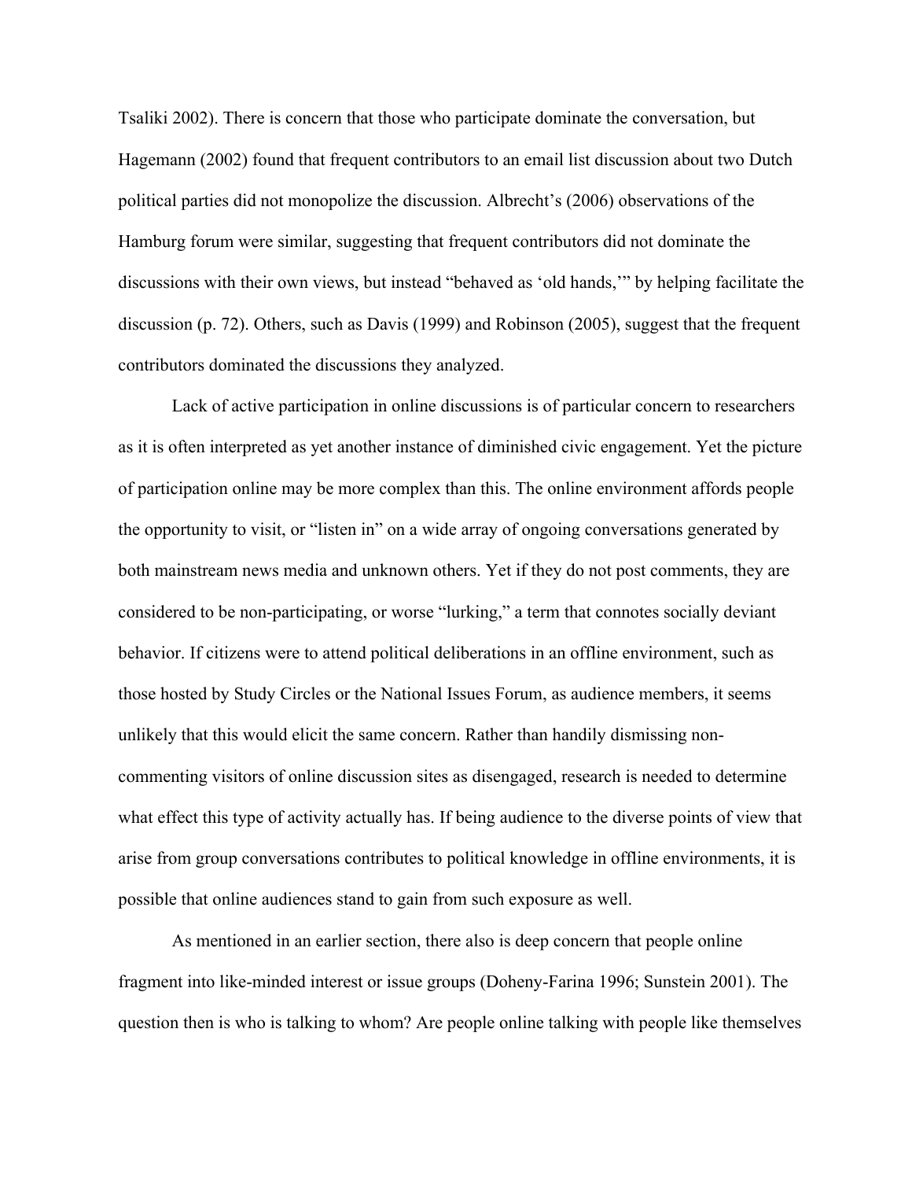Tsaliki 2002). There is concern that those who participate dominate the conversation, but Hagemann (2002) found that frequent contributors to an email list discussion about two Dutch political parties did not monopolize the discussion. Albrecht's (2006) observations of the Hamburg forum were similar, suggesting that frequent contributors did not dominate the discussions with their own views, but instead "behaved as 'old hands,'" by helping facilitate the discussion (p. 72). Others, such as Davis (1999) and Robinson (2005), suggest that the frequent contributors dominated the discussions they analyzed.

Lack of active participation in online discussions is of particular concern to researchers as it is often interpreted as yet another instance of diminished civic engagement. Yet the picture of participation online may be more complex than this. The online environment affords people the opportunity to visit, or "listen in" on a wide array of ongoing conversations generated by both mainstream news media and unknown others. Yet if they do not post comments, they are considered to be non-participating, or worse "lurking," a term that connotes socially deviant behavior. If citizens were to attend political deliberations in an offline environment, such as those hosted by Study Circles or the National Issues Forum, as audience members, it seems unlikely that this would elicit the same concern. Rather than handily dismissing non-commenting visitors of online discussion sites as disengaged, research is needed to determine what effect this type of activity actually has. If being audience to the diverse points of view that arise from group conversations contributes to political knowledge in offline environments, it is possible that online audiences stand to gain from such exposure as well.

As mentioned in an earlier section, there also is deep concern that people online fragment into like-minded interest or issue groups (Doheny-Farina 1996; Sunstein 2001). The question then is who is talking to whom? Are people online talking with people like themselves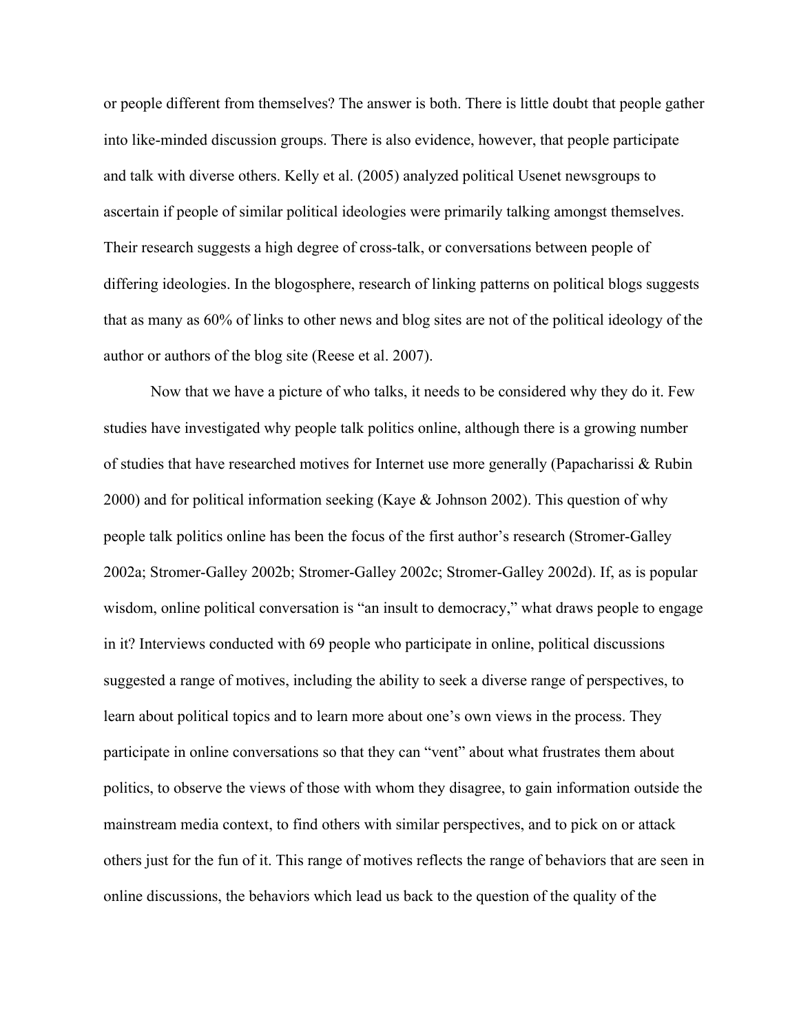or people different from themselves? The answer is both. There is little doubt that people gather into like-minded discussion groups. There is also evidence, however, that people participate and talk with diverse others. Kelly et al. (2005) analyzed political Usenet newsgroups to ascertain if people of similar political ideologies were primarily talking amongst themselves. Their research suggests a high degree of cross-talk, or conversations between people of differing ideologies. In the blogosphere, research of linking patterns on political blogs suggests that as many as 60% of links to other news and blog sites are not of the political ideology of the author or authors of the blog site (Reese et al. 2007).

Now that we have a picture of who talks, it needs to be considered why they do it. Few studies have investigated why people talk politics online, although there is a growing number of studies that have researched motives for Internet use more generally (Papacharissi & Rubin 2000) and for political information seeking (Kaye & Johnson 2002). This question of why people talk politics online has been the focus of the first author's research (Stromer-Galley 2002a; Stromer-Galley 2002b; Stromer-Galley 2002c; Stromer-Galley 2002d). If, as is popular wisdom, online political conversation is "an insult to democracy," what draws people to engage in it? Interviews conducted with 69 people who participate in online, political discussions suggested a range of motives, including the ability to seek a diverse range of perspectives, to learn about political topics and to learn more about one's own views in the process. They participate in online conversations so that they can "vent" about what frustrates them about politics, to observe the views of those with whom they disagree, to gain information outside the mainstream media context, to find others with similar perspectives, and to pick on or attack others just for the fun of it. This range of motives reflects the range of behaviors that are seen in online discussions, the behaviors which lead us back to the question of the quality of the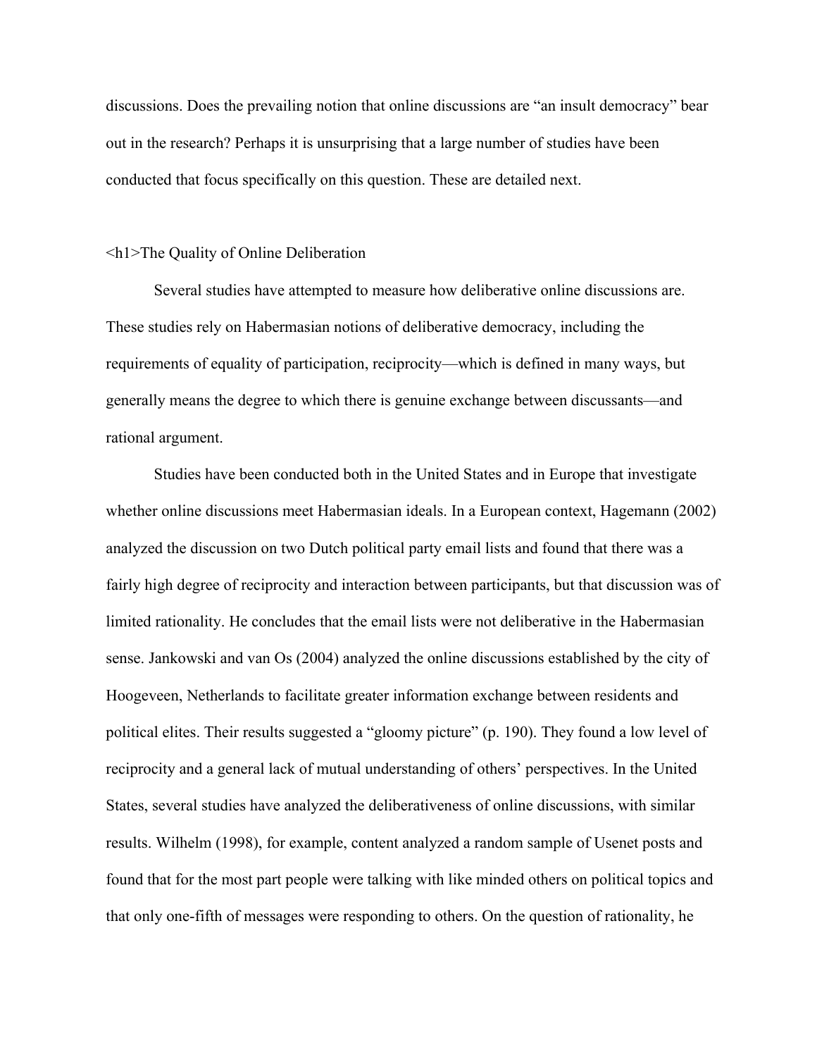discussions. Does the prevailing notion that online discussions are "an insult democracy" bear out in the research? Perhaps it is unsurprising that a large number of studies have been conducted that focus specifically on this question. These are detailed next.

# The Quality of Online Deliberation

Several studies have attempted to measure how deliberative online discussions are. These studies rely on Habermasian notions of deliberative democracy, including the requirements of equality of participation, reciprocity—which is defined in many ways, but generally means the degree to which there is genuine exchange between discussants—and rational argument.

Studies have been conducted both in the United States and in Europe that investigate whether online discussions meet Habermasian ideals. In a European context, Hagemann (2002) analyzed the discussion on two Dutch political party email lists and found that there was a fairly high degree of reciprocity and interaction between participants, but that discussion was of limited rationality. He concludes that the email lists were not deliberative in the Habermasian sense. Jankowski and van Os (2004) analyzed the online discussions established by the city of Hoogeveen, Netherlands to facilitate greater information exchange between residents and political elites. Their results suggested a "gloomy picture" (p. 190). They found a low level of reciprocity and a general lack of mutual understanding of others' perspectives. In the United States, several studies have analyzed the deliberativeness of online discussions, with similar results. Wilhelm (1998), for example, content analyzed a random sample of Usenet posts and found that for the most part people were talking with like minded others on political topics and that only one-fifth of messages were responding to others. On the question of rationality, he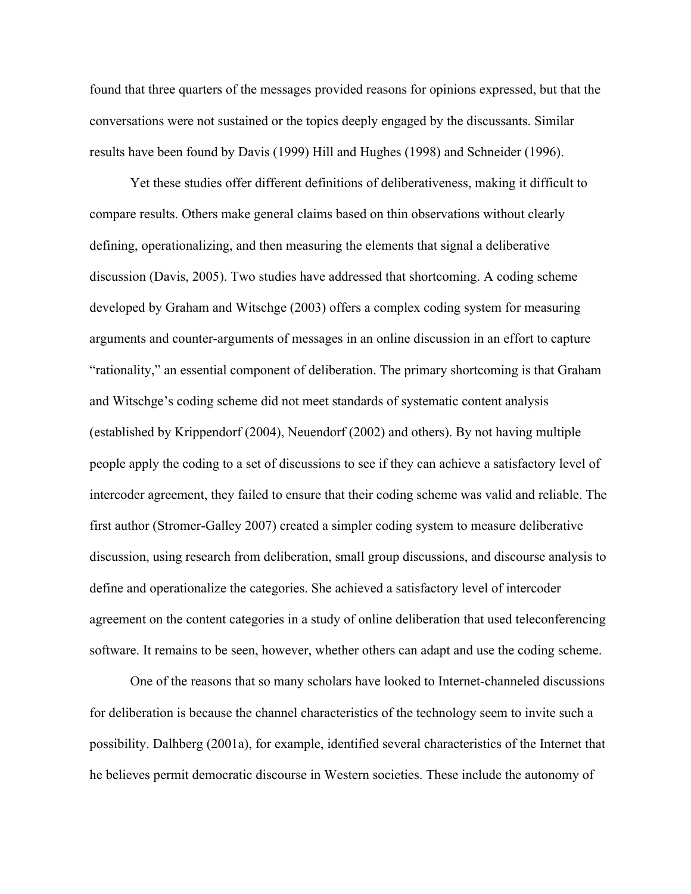found that three quarters of the messages provided reasons for opinions expressed, but that the conversations were not sustained or the topics deeply engaged by the discussants. Similar results have been found by Davis (1999) Hill and Hughes (1998) and Schneider (1996).

Yet these studies offer different definitions of deliberativeness, making it difficult to compare results. Others make general claims based on thin observations without clearly defining, operationalizing, and then measuring the elements that signal a deliberative discussion (Davis, 2005). Two studies have addressed that shortcoming. A coding scheme developed by Graham and Witschge (2003) offers a complex coding system for measuring arguments and counter-arguments of messages in an online discussion in an effort to capture "rationality," an essential component of deliberation. The primary shortcoming is that Graham and Witschge's coding scheme did not meet standards of systematic content analysis (established by Krippendorf (2004), Neuendorf (2002) and others). By not having multiple people apply the coding to a set of discussions to see if they can achieve a satisfactory level of intercoder agreement, they failed to ensure that their coding scheme was valid and reliable. The first author (Stromer-Galley 2007) created a simpler coding system to measure deliberative discussion, using research from deliberation, small group discussions, and discourse analysis to define and operationalize the categories. She achieved a satisfactory level of intercoder agreement on the content categories in a study of online deliberation that used teleconferencing software. It remains to be seen, however, whether others can adapt and use the coding scheme.

One of the reasons that so many scholars have looked to Internet-channeled discussions for deliberation is because the channel characteristics of the technology seem to invite such a possibility. Dalhberg (2001a), for example, identified several characteristics of the Internet that he believes permit democratic discourse in Western societies. These include the autonomy of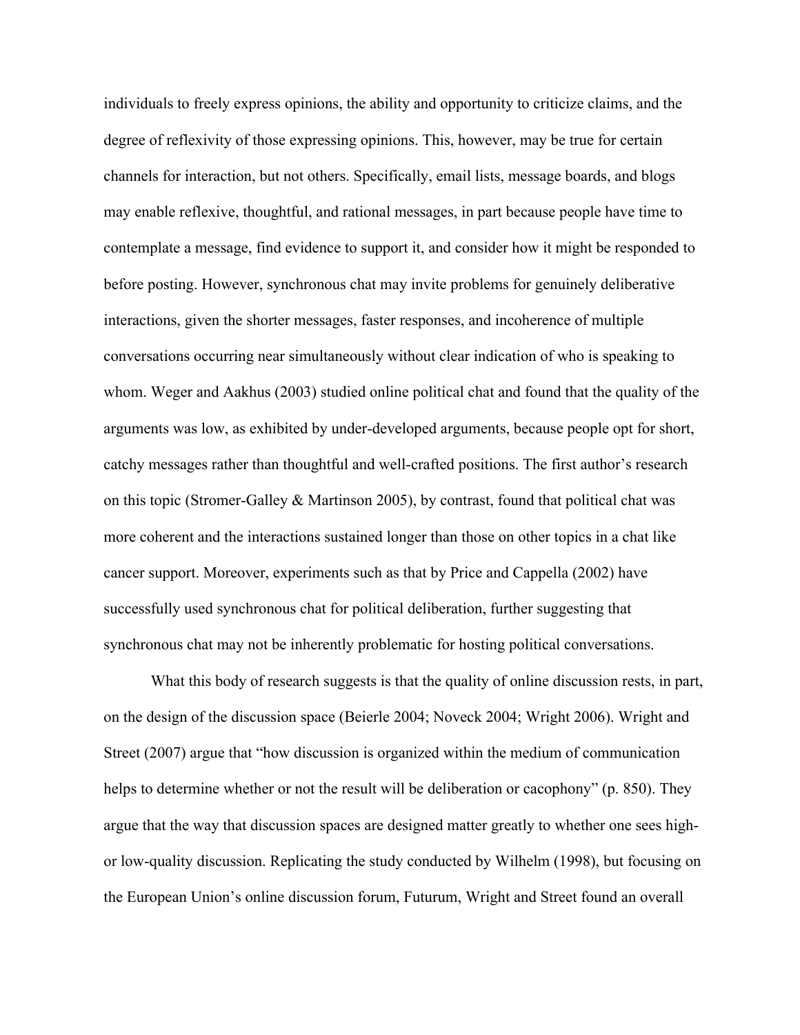individuals to freely express opinions, the ability and opportunity to criticize claims, and the degree of reflexivity of those expressing opinions. This, however, may be true for certain channels for interaction, but not others. Specifically, email lists, message boards, and blogs may enable reflexive, thoughtful, and rational messages, in part because people have time to contemplate a message, find evidence to support it, and consider how it might be responded to before posting. However, synchronous chat may invite problems for genuinely deliberative interactions, given the shorter messages, faster responses, and incoherence of multiple conversations occurring near simultaneously without clear indication of who is speaking to whom. Weger and Aakhus (2003) studied online political chat and found that the quality of the arguments was low, as exhibited by under-developed arguments, because people opt for short, catchy messages rather than thoughtful and well-crafted positions. The first author's research on this topic (Stromer-Galley & Martinson 2005), by contrast, found that political chat was more coherent and the interactions sustained longer than those on other topics in a chat like cancer support. Moreover, experiments such as that by Price and Cappella (2002) have successfully used synchronous chat for political deliberation, further suggesting that synchronous chat may not be inherently problematic for hosting political conversations.

What this body of research suggests is that the quality of online discussion rests, in part, on the design of the discussion space (Beierle 2004; Noveck 2004; Wright 2006). Wright and Street (2007) argue that "how discussion is organized within the medium of communication helps to determine whether or not the result will be deliberation or cacophony" (p. 850). They argue that the way that discussion spaces are designed matter greatly to whether one sees high- or low-quality discussion. Replicating the study conducted by Wilhelm (1998), but focusing on the European Union's online discussion forum, Futurum, Wright and Street found an overall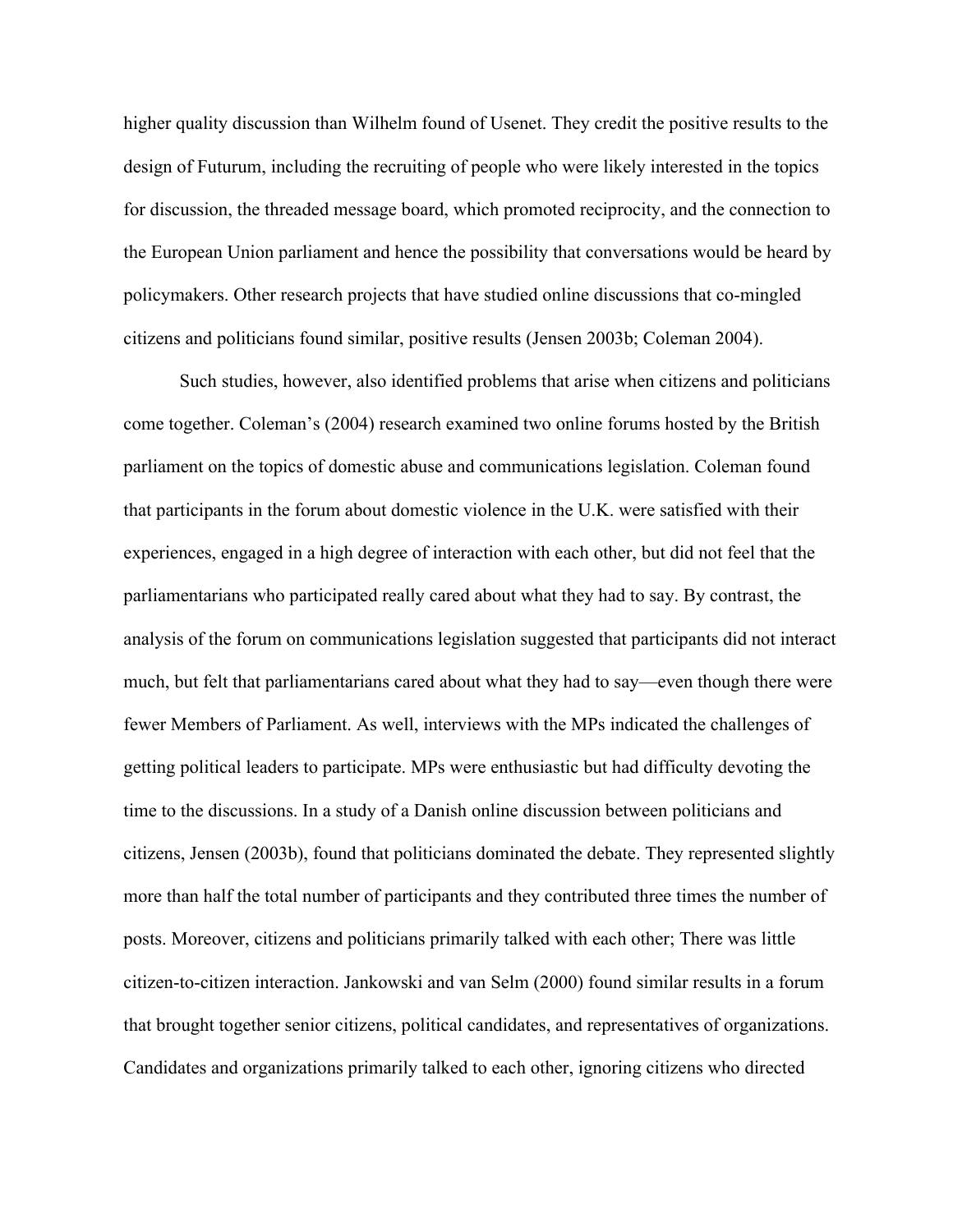higher quality discussion than Wilhelm found of Usenet. They credit the positive results to the design of Futurum, including the recruiting of people who were likely interested in the topics for discussion, the threaded message board, which promoted reciprocity, and the connection to the European Union parliament and hence the possibility that conversations would be heard by policymakers. Other research projects that have studied online discussions that co-mingled citizens and politicians found similar, positive results (Jensen 2003b; Coleman 2004).

Such studies, however, also identified problems that arise when citizens and politicians come together. Coleman's (2004) research examined two online forums hosted by the British parliament on the topics of domestic abuse and communications legislation. Coleman found that participants in the forum about domestic violence in the U.K. were satisfied with their experiences, engaged in a high degree of interaction with each other, but did not feel that the parliamentarians who participated really cared about what they had to say. By contrast, the analysis of the forum on communications legislation suggested that participants did not interact much, but felt that parliamentarians cared about what they had to say—even though there were fewer Members of Parliament. As well, interviews with the MPs indicated the challenges of getting political leaders to participate. MPs were enthusiastic but had difficulty devoting the time to the discussions. In a study of a Danish online discussion between politicians and citizens, Jensen (2003b), found that politicians dominated the debate. They represented slightly more than half the total number of participants and they contributed three times the number of posts. Moreover, citizens and politicians primarily talked with each other; There was little citizen-to-citizen interaction. Jankowski and van Selm (2000) found similar results in a forum that brought together senior citizens, political candidates, and representatives of organizations. Candidates and organizations primarily talked to each other, ignoring citizens who directed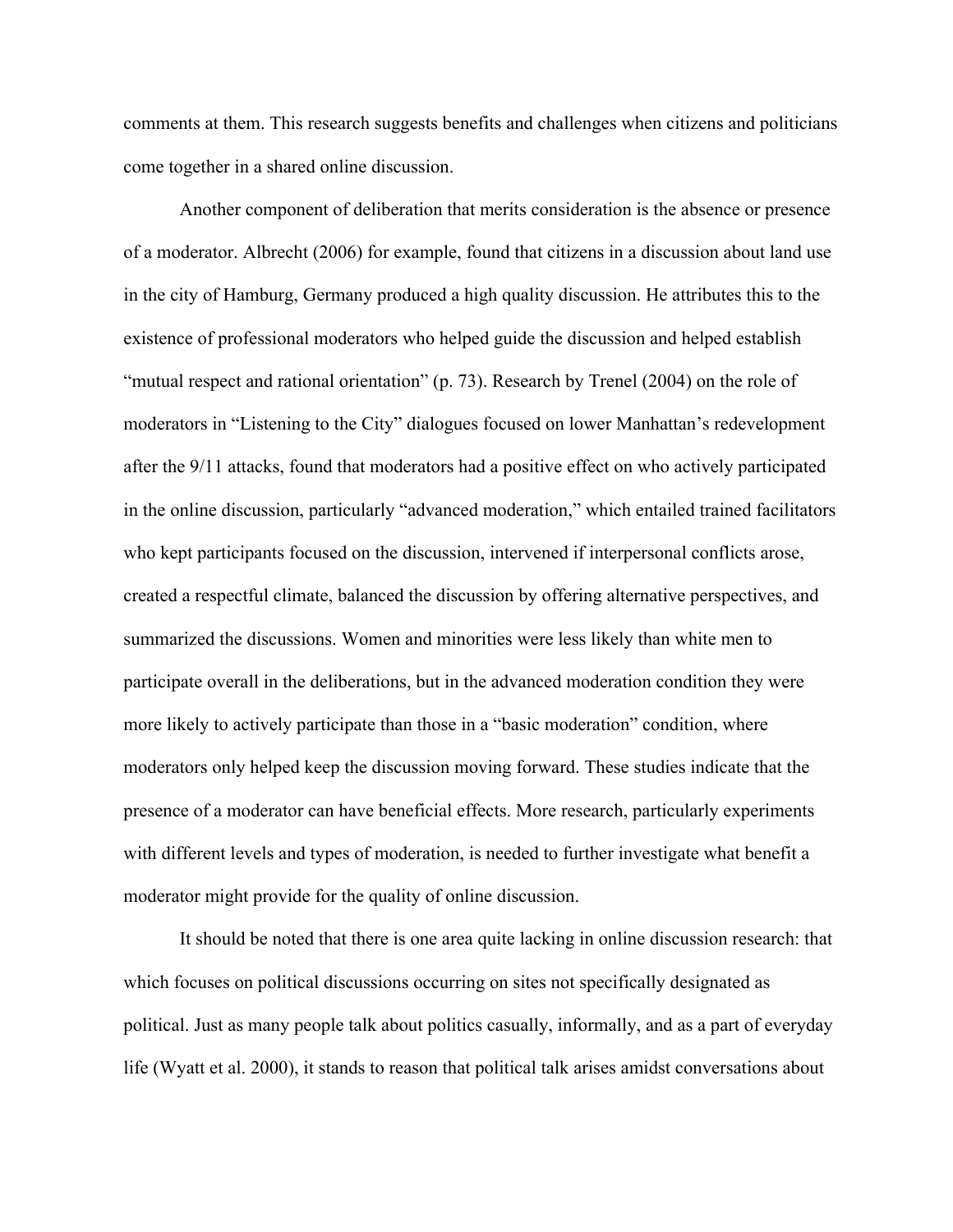comments at them. This research suggests benefits and challenges when citizens and politicians come together in a shared online discussion.

Another component of deliberation that merits consideration is the absence or presence of a moderator. Albrecht (2006) for example, found that citizens in a discussion about land use in the city of Hamburg, Germany produced a high quality discussion. He attributes this to the existence of professional moderators who helped guide the discussion and helped establish "mutual respect and rational orientation" (p. 73). Research by Trenel (2004) on the role of moderators in "Listening to the City" dialogues focused on lower Manhattan's redevelopment after the 9/11 attacks, found that moderators had a positive effect on who actively participated in the online discussion, particularly "advanced moderation," which entailed trained facilitators who kept participants focused on the discussion, intervened if interpersonal conflicts arose, created a respectful climate, balanced the discussion by offering alternative perspectives, and summarized the discussions. Women and minorities were less likely than white men to participate overall in the deliberations, but in the advanced moderation condition they were more likely to actively participate than those in a "basic moderation" condition, where moderators only helped keep the discussion moving forward. These studies indicate that the presence of a moderator can have beneficial effects. More research, particularly experiments with different levels and types of moderation, is needed to further investigate what benefit a moderator might provide for the quality of online discussion.

It should be noted that there is one area quite lacking in online discussion research: that which focuses on political discussions occurring on sites not specifically designated as political. Just as many people talk about politics casually, informally, and as a part of everyday life (Wyatt et al. 2000), it stands to reason that political talk arises amidst conversations about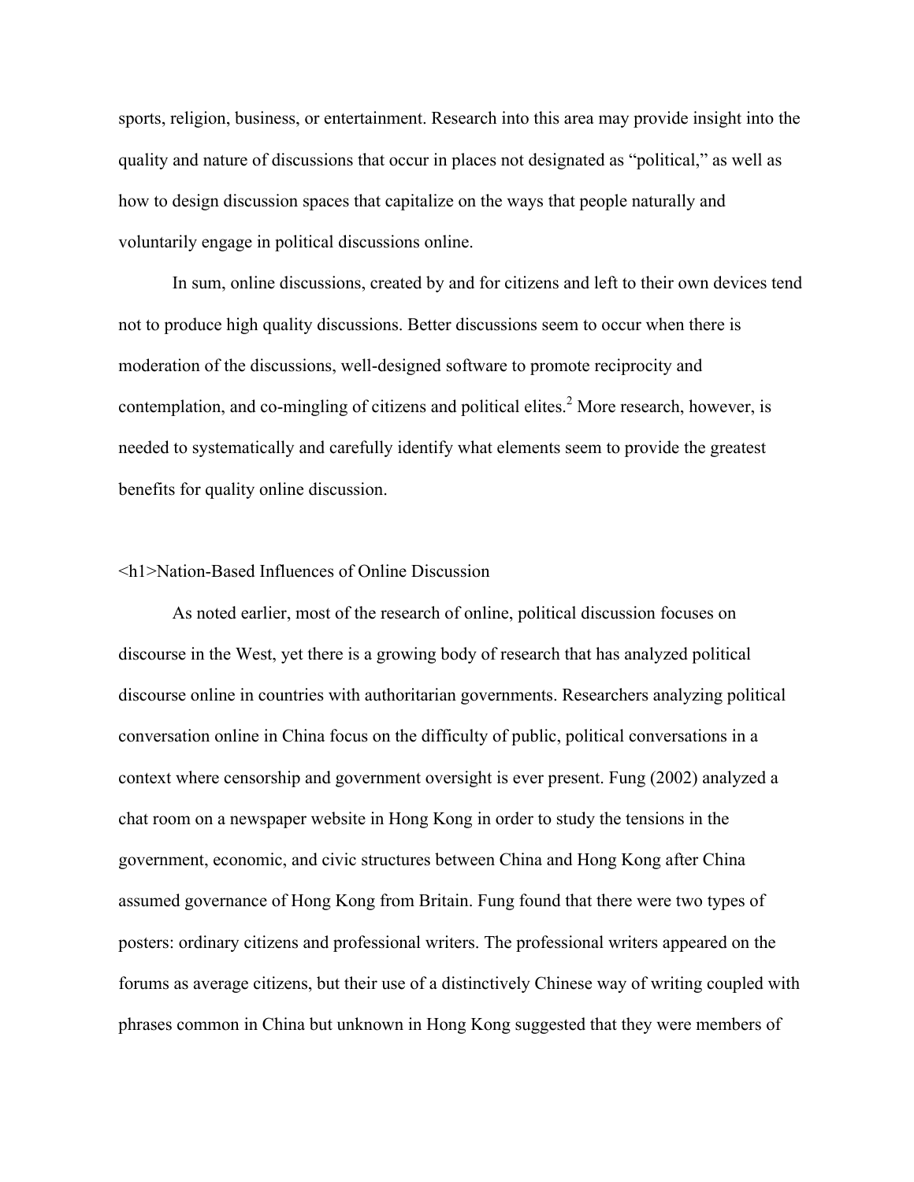sports, religion, business, or entertainment. Research into this area may provide insight into the quality and nature of discussions that occur in places not designated as "political," as well as how to design discussion spaces that capitalize on the ways that people naturally and voluntarily engage in political discussions online.

In sum, online discussions, created by and for citizens and left to their own devices tend not to produce high quality discussions. Better discussions seem to occur when there is moderation of the discussions, well-designed software to promote reciprocity and contemplation, and co-mingling of citizens and political elites.[2] More research, however, is needed to systematically and carefully identify what elements seem to provide the greatest benefits for quality online discussion.

<h1>Nation-Based Influences of Online Discussion

As noted earlier, most of the research of online, political discussion focuses on discourse in the West, yet there is a growing body of research that has analyzed political discourse online in countries with authoritarian governments. Researchers analyzing political conversation online in China focus on the difficulty of public, political conversations in a context where censorship and government oversight is ever present. Fung (2002) analyzed a chat room on a newspaper website in Hong Kong in order to study the tensions in the government, economic, and civic structures between China and Hong Kong after China assumed governance of Hong Kong from Britain. Fung found that there were two types of posters: ordinary citizens and professional writers. The professional writers appeared on the forums as average citizens, but their use of a distinctively Chinese way of writing coupled with phrases common in China but unknown in Hong Kong suggested that they were members of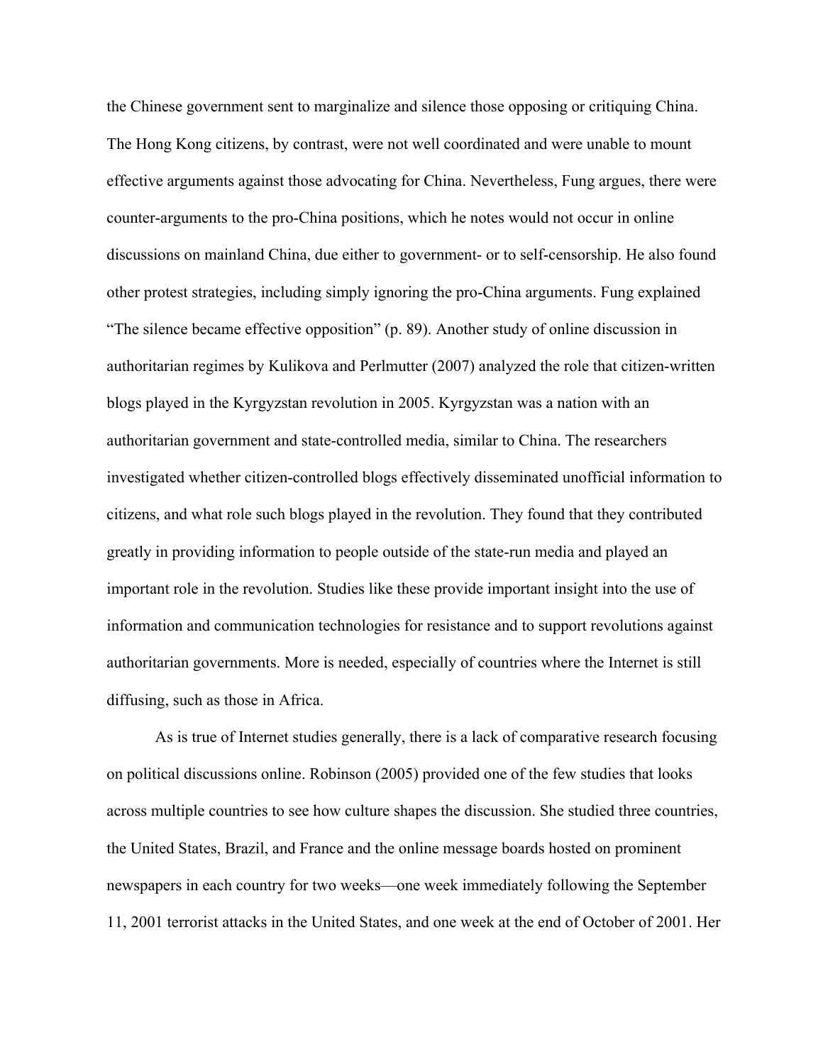the Chinese government sent to marginalize and silence those opposing or critiquing China. The Hong Kong citizens, by contrast, were not well coordinated and were unable to mount effective arguments against those advocating for China. Nevertheless, Fung argues, there were counter-arguments to the pro-China positions, which he notes would not occur in online discussions on mainland China, due either to government- or to self-censorship. He also found other protest strategies, including simply ignoring the pro-China arguments. Fung explained "The silence became effective opposition" (p. 89). Another study of online discussion in authoritarian regimes by Kulikova and Perlmutter (2007) analyzed the role that citizen-written blogs played in the Kyrgyzstan revolution in 2005. Kyrgyzstan was a nation with an authoritarian government and state-controlled media, similar to China. The researchers investigated whether citizen-controlled blogs effectively disseminated unofficial information to citizens, and what role such blogs played in the revolution. They found that they contributed greatly in providing information to people outside of the state-run media and played an important role in the revolution. Studies like these provide important insight into the use of information and communication technologies for resistance and to support revolutions against authoritarian governments. More is needed, especially of countries where the Internet is still diffusing, such as those in Africa.

As is true of Internet studies generally, there is a lack of comparative research focusing on political discussions online. Robinson (2005) provided one of the few studies that looks across multiple countries to see how culture shapes the discussion. She studied three countries, the United States, Brazil, and France and the online message boards hosted on prominent newspapers in each country for two weeks—one week immediately following the September 11, 2001 terrorist attacks in the United States, and one week at the end of October of 2001. Her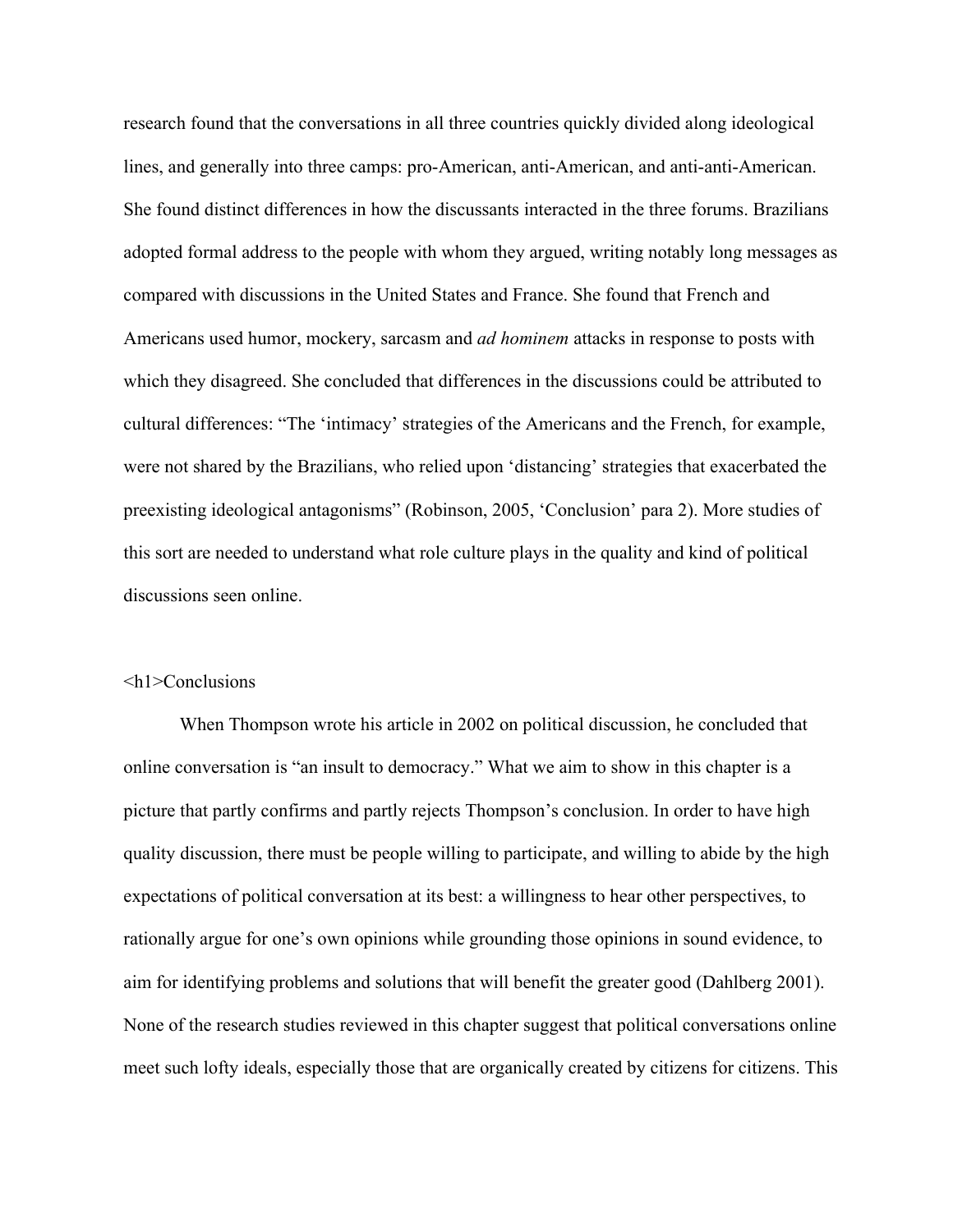research found that the conversations in all three countries quickly divided along ideological lines, and generally into three camps: pro-American, anti-American, and anti-anti-American. She found distinct differences in how the discussants interacted in the three forums. Brazilians adopted formal address to the people with whom they argued, writing notably long messages as compared with discussions in the United States and France. She found that French and Americans used humor, mockery, sarcasm and *ad hominem* attacks in response to posts with which they disagreed. She concluded that differences in the discussions could be attributed to cultural differences: "The 'intimacy' strategies of the Americans and the French, for example, were not shared by the Brazilians, who relied upon 'distancing' strategies that exacerbated the preexisting ideological antagonisms" (Robinson, 2005, 'Conclusion' para 2). More studies of this sort are needed to understand what role culture plays in the quality and kind of political discussions seen online.

<h1>Conclusions

When Thompson wrote his article in 2002 on political discussion, he concluded that online conversation is "an insult to democracy." What we aim to show in this chapter is a picture that partly confirms and partly rejects Thompson's conclusion. In order to have high quality discussion, there must be people willing to participate, and willing to abide by the high expectations of political conversation at its best: a willingness to hear other perspectives, to rationally argue for one's own opinions while grounding those opinions in sound evidence, to aim for identifying problems and solutions that will benefit the greater good (Dahlberg 2001). None of the research studies reviewed in this chapter suggest that political conversations online meet such lofty ideals, especially those that are organically created by citizens for citizens. This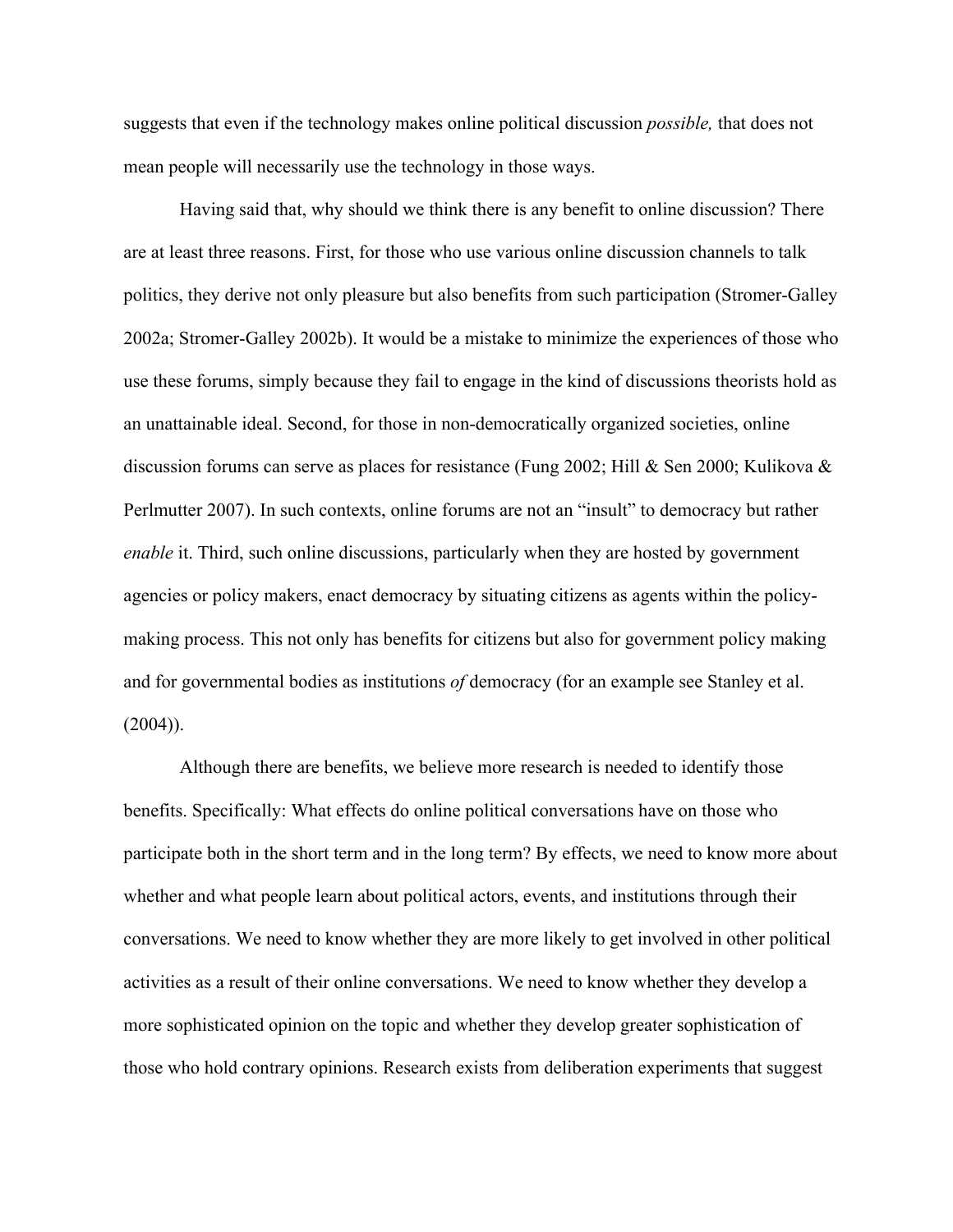suggests that even if the technology makes online political discussion *possible,* that does not mean people will necessarily use the technology in those ways.

Having said that, why should we think there is any benefit to online discussion? There are at least three reasons. First, for those who use various online discussion channels to talk politics, they derive not only pleasure but also benefits from such participation (Stromer-Galley 2002a; Stromer-Galley 2002b). It would be a mistake to minimize the experiences of those who use these forums, simply because they fail to engage in the kind of discussions theorists hold as an unattainable ideal. Second, for those in non-democratically organized societies, online discussion forums can serve as places for resistance (Fung 2002; Hill & Sen 2000; Kulikova & Perlmutter 2007). In such contexts, online forums are not an "insult" to democracy but rather *enable* it. Third, such online discussions, particularly when they are hosted by government agencies or policy makers, enact democracy by situating citizens as agents within the policy-making process. This not only has benefits for citizens but also for government policy making and for governmental bodies as institutions *of* democracy (for an example see Stanley et al. (2004)).

Although there are benefits, we believe more research is needed to identify those benefits. Specifically: What effects do online political conversations have on those who participate both in the short term and in the long term? By effects, we need to know more about whether and what people learn about political actors, events, and institutions through their conversations. We need to know whether they are more likely to get involved in other political activities as a result of their online conversations. We need to know whether they develop a more sophisticated opinion on the topic and whether they develop greater sophistication of those who hold contrary opinions. Research exists from deliberation experiments that suggest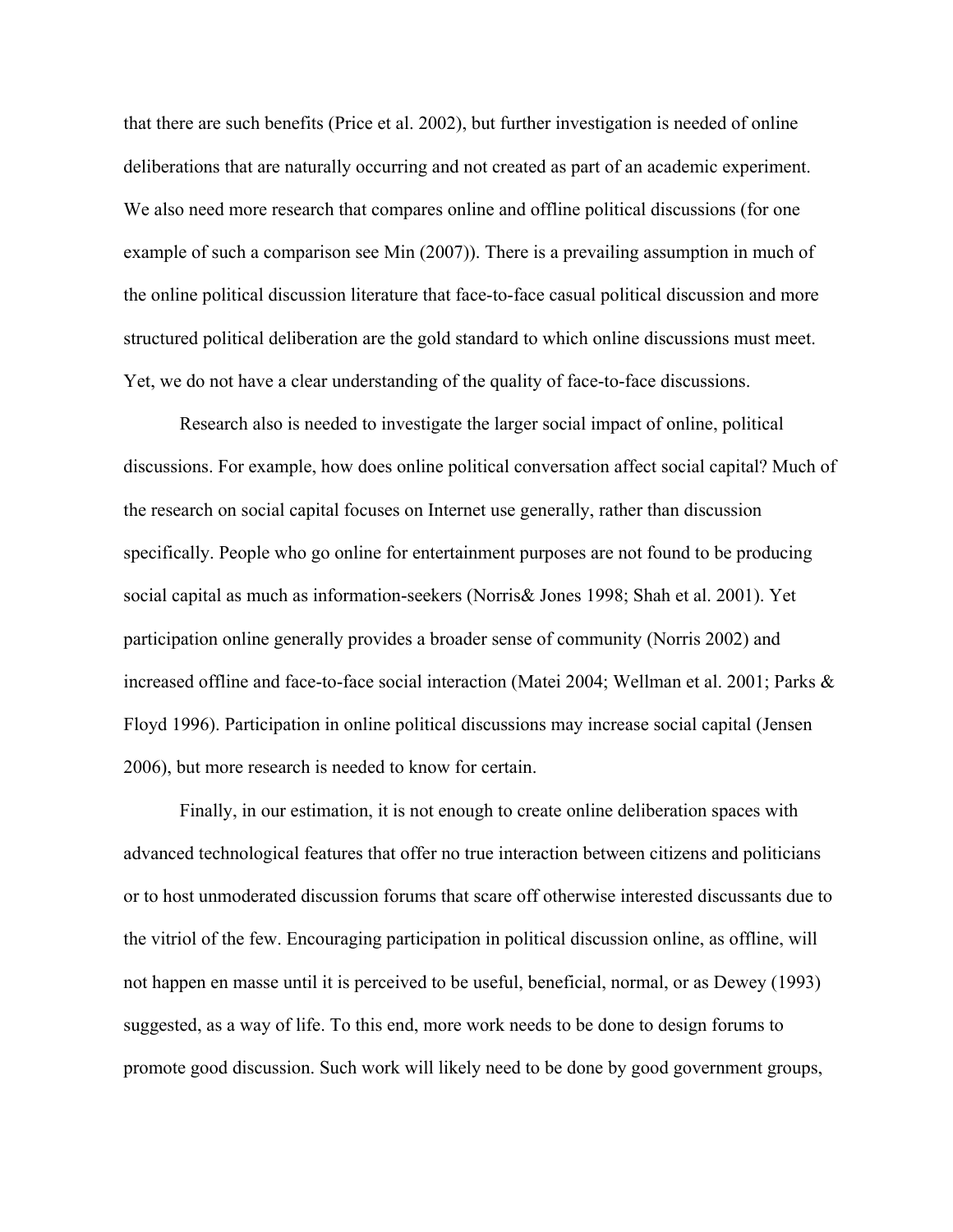that there are such benefits (Price et al. 2002), but further investigation is needed of online deliberations that are naturally occurring and not created as part of an academic experiment. We also need more research that compares online and offline political discussions (for one example of such a comparison see Min (2007)). There is a prevailing assumption in much of the online political discussion literature that face-to-face casual political discussion and more structured political deliberation are the gold standard to which online discussions must meet. Yet, we do not have a clear understanding of the quality of face-to-face discussions.

Research also is needed to investigate the larger social impact of online, political discussions. For example, how does online political conversation affect social capital? Much of the research on social capital focuses on Internet use generally, rather than discussion specifically. People who go online for entertainment purposes are not found to be producing social capital as much as information-seekers (Norris& Jones 1998; Shah et al. 2001). Yet participation online generally provides a broader sense of community (Norris 2002) and increased offline and face-to-face social interaction (Matei 2004; Wellman et al. 2001; Parks & Floyd 1996). Participation in online political discussions may increase social capital (Jensen 2006), but more research is needed to know for certain.

Finally, in our estimation, it is not enough to create online deliberation spaces with advanced technological features that offer no true interaction between citizens and politicians or to host unmoderated discussion forums that scare off otherwise interested discussants due to the vitriol of the few. Encouraging participation in political discussion online, as offline, will not happen en masse until it is perceived to be useful, beneficial, normal, or as Dewey (1993) suggested, as a way of life. To this end, more work needs to be done to design forums to promote good discussion. Such work will likely need to be done by good government groups,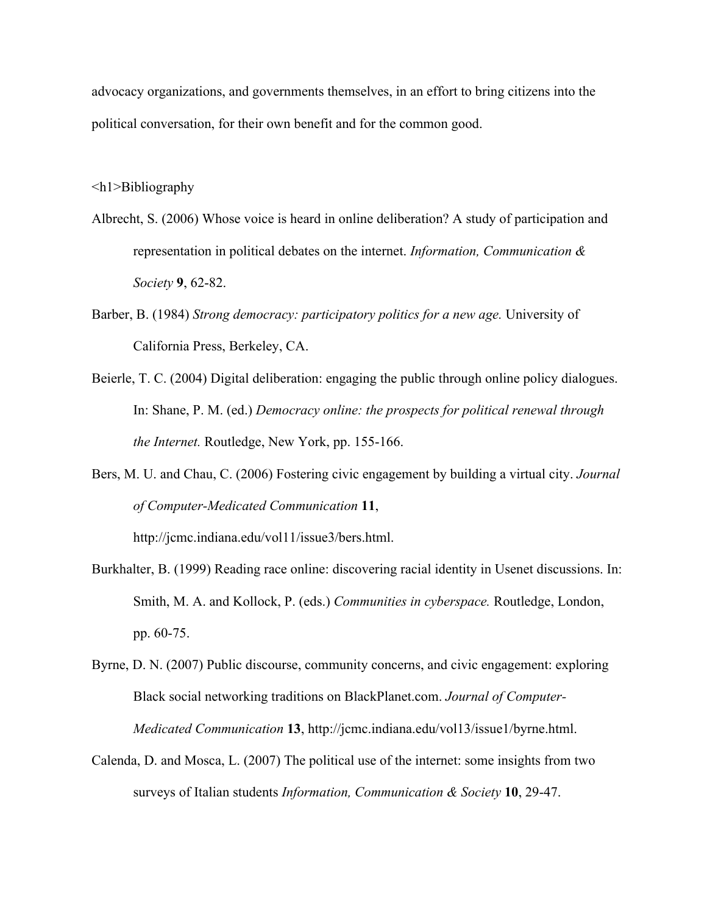advocacy organizations, and governments themselves, in an effort to bring citizens into the political conversation, for their own benefit and for the common good.

# Bibliography

Albrecht, S. (2006) Whose voice is heard in online deliberation? A study of participation and representation in political debates on the internet. *Information, Communication & Society* **9**, 62-82.

Barber, B. (1984) *Strong democracy: participatory politics for a new age.* University of California Press, Berkeley, CA.

Beierle, T. C. (2004) Digital deliberation: engaging the public through online policy dialogues. In: Shane, P. M. (ed.) *Democracy online: the prospects for political renewal through the Internet.* Routledge, New York, pp. 155-166.

Bers, M. U. and Chau, C. (2006) Fostering civic engagement by building a virtual city. *Journal of Computer-Medicated Communication* **11**, http://jcmc.indiana.edu/vol11/issue3/bers.html.

Burkhalter, B. (1999) Reading race online: discovering racial identity in Usenet discussions. In: Smith, M. A. and Kollock, P. (eds.) *Communities in cyberspace.* Routledge, London, pp. 60-75.

Byrne, D. N. (2007) Public discourse, community concerns, and civic engagement: exploring Black social networking traditions on BlackPlanet.com. *Journal of Computer-Medicated Communication* **13**, http://jcmc.indiana.edu/vol13/issue1/byrne.html.

Calenda, D. and Mosca, L. (2007) The political use of the internet: some insights from two surveys of Italian students *Information, Communication & Society* **10**, 29-47.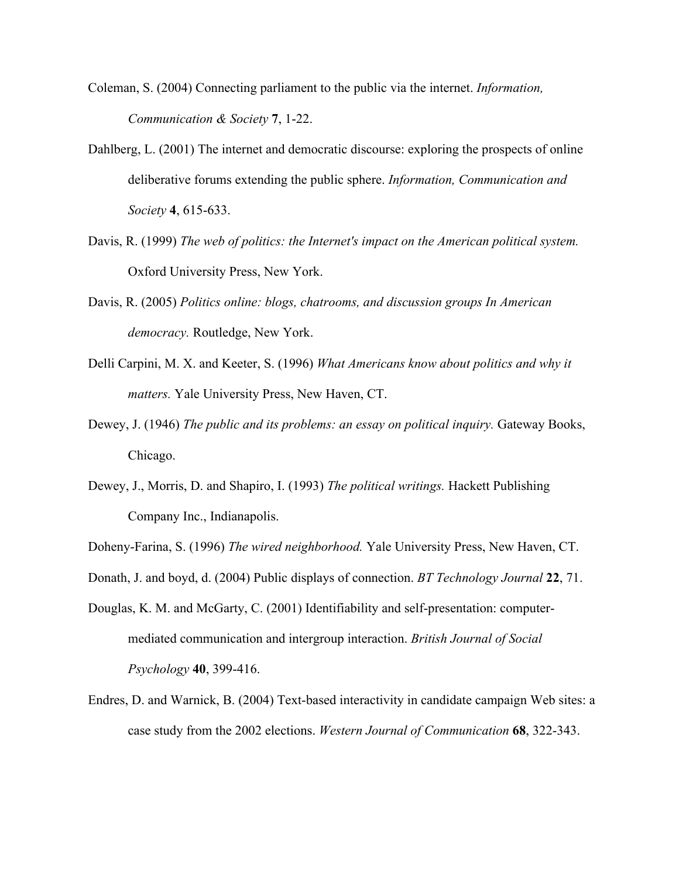Coleman, S. (2004) Connecting parliament to the public via the internet. *Information, Communication & Society* **7**, 1-22.

Dahlberg, L. (2001) The internet and democratic discourse: exploring the prospects of online deliberative forums extending the public sphere. *Information, Communication and Society* **4**, 615-633.

Davis, R. (1999) *The web of politics: the Internet's impact on the American political system.* Oxford University Press, New York.

Davis, R. (2005) *Politics online: blogs, chatrooms, and discussion groups In American democracy.* Routledge, New York.

Delli Carpini, M. X. and Keeter, S. (1996) *What Americans know about politics and why it matters.* Yale University Press, New Haven, CT.

Dewey, J. (1946) *The public and its problems: an essay on political inquiry.* Gateway Books, Chicago.

Dewey, J., Morris, D. and Shapiro, I. (1993) *The political writings.* Hackett Publishing Company Inc., Indianapolis.

Doheny-Farina, S. (1996) *The wired neighborhood.* Yale University Press, New Haven, CT.

Donath, J. and boyd, d. (2004) Public displays of connection. *BT Technology Journal* **22**, 71.

Douglas, K. M. and McGarty, C. (2001) Identifiability and self-presentation: computer-mediated communication and intergroup interaction. *British Journal of Social Psychology* **40**, 399-416.

Endres, D. and Warnick, B. (2004) Text-based interactivity in candidate campaign Web sites: a case study from the 2002 elections. *Western Journal of Communication* **68**, 322-343.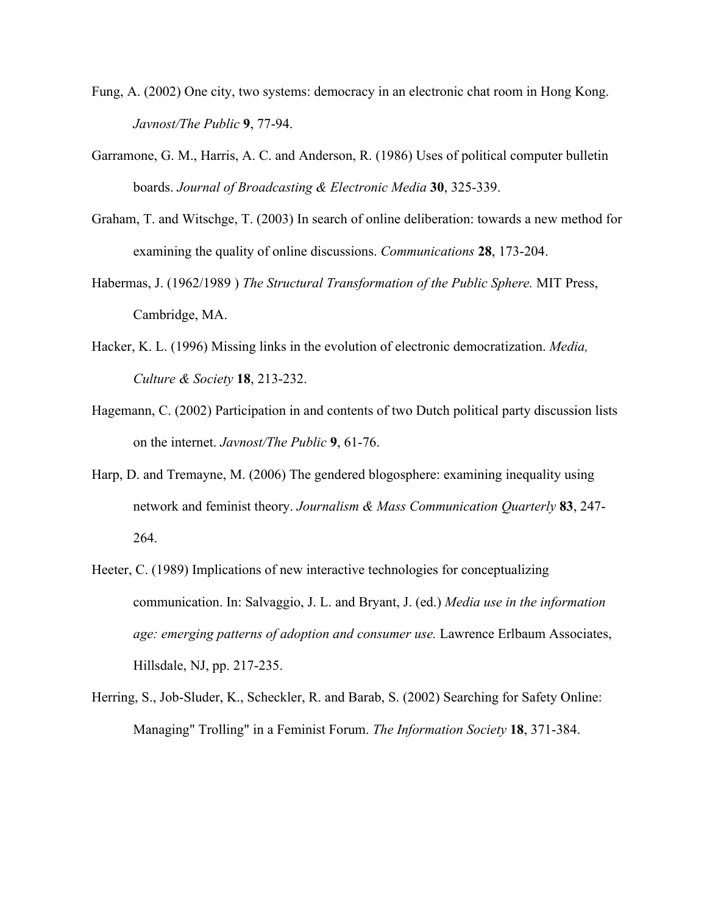Fung, A. (2002) One city, two systems: democracy in an electronic chat room in Hong Kong. *Javnost/The Public* **9**, 77-94.

Garramone, G. M., Harris, A. C. and Anderson, R. (1986) Uses of political computer bulletin boards. *Journal of Broadcasting & Electronic Media* **30**, 325-339.

Graham, T. and Witschge, T. (2003) In search of online deliberation: towards a new method for examining the quality of online discussions. *Communications* **28**, 173-204.

Habermas, J. (1962/1989 ) *The Structural Transformation of the Public Sphere.* MIT Press, Cambridge, MA.

Hacker, K. L. (1996) Missing links in the evolution of electronic democratization. *Media, Culture & Society* **18**, 213-232.

Hagemann, C. (2002) Participation in and contents of two Dutch political party discussion lists on the internet. *Javnost/The Public* **9**, 61-76.

Harp, D. and Tremayne, M. (2006) The gendered blogosphere: examining inequality using network and feminist theory. *Journalism & Mass Communication Quarterly* **83**, 247-264.

Heeter, C. (1989) Implications of new interactive technologies for conceptualizing communication. In: Salvaggio, J. L. and Bryant, J. (ed.) *Media use in the information age: emerging patterns of adoption and consumer use.* Lawrence Erlbaum Associates, Hillsdale, NJ, pp. 217-235.

Herring, S., Job-Sluder, K., Scheckler, R. and Barab, S. (2002) Searching for Safety Online: Managing" Trolling" in a Feminist Forum. *The Information Society* **18**, 371-384.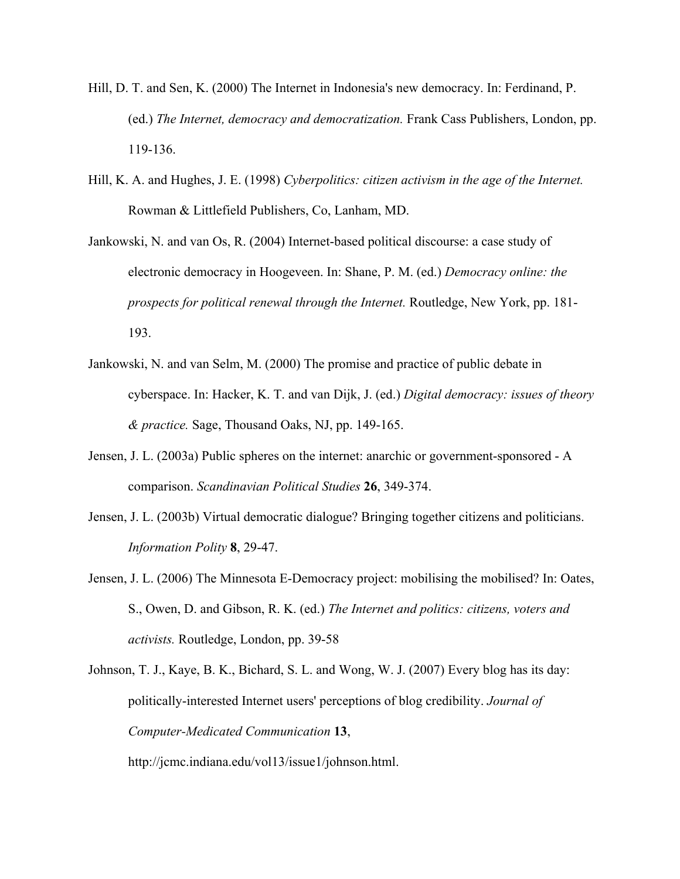Hill, D. T. and Sen, K. (2000) The Internet in Indonesia's new democracy. In: Ferdinand, P. (ed.) *The Internet, democracy and democratization.* Frank Cass Publishers, London, pp. 119-136.

Hill, K. A. and Hughes, J. E. (1998) *Cyberpolitics: citizen activism in the age of the Internet.* Rowman & Littlefield Publishers, Co, Lanham, MD.

Jankowski, N. and van Os, R. (2004) Internet-based political discourse: a case study of electronic democracy in Hoogeveen. In: Shane, P. M. (ed.) *Democracy online: the prospects for political renewal through the Internet.* Routledge, New York, pp. 181-193.

Jankowski, N. and van Selm, M. (2000) The promise and practice of public debate in cyberspace. In: Hacker, K. T. and van Dijk, J. (ed.) *Digital democracy: issues of theory & practice.* Sage, Thousand Oaks, NJ, pp. 149-165.

Jensen, J. L. (2003a) Public spheres on the internet: anarchic or government-sponsored - A comparison. *Scandinavian Political Studies* **26**, 349-374.

Jensen, J. L. (2003b) Virtual democratic dialogue? Bringing together citizens and politicians. *Information Polity* **8**, 29-47.

Jensen, J. L. (2006) The Minnesota E-Democracy project: mobilising the mobilised? In: Oates, S., Owen, D. and Gibson, R. K. (ed.) *The Internet and politics: citizens, voters and activists.* Routledge, London, pp. 39-58

Johnson, T. J., Kaye, B. K., Bichard, S. L. and Wong, W. J. (2007) Every blog has its day: politically-interested Internet users' perceptions of blog credibility. *Journal of Computer-Medicated Communication* **13**, http://jcmc.indiana.edu/vol13/issue1/johnson.html.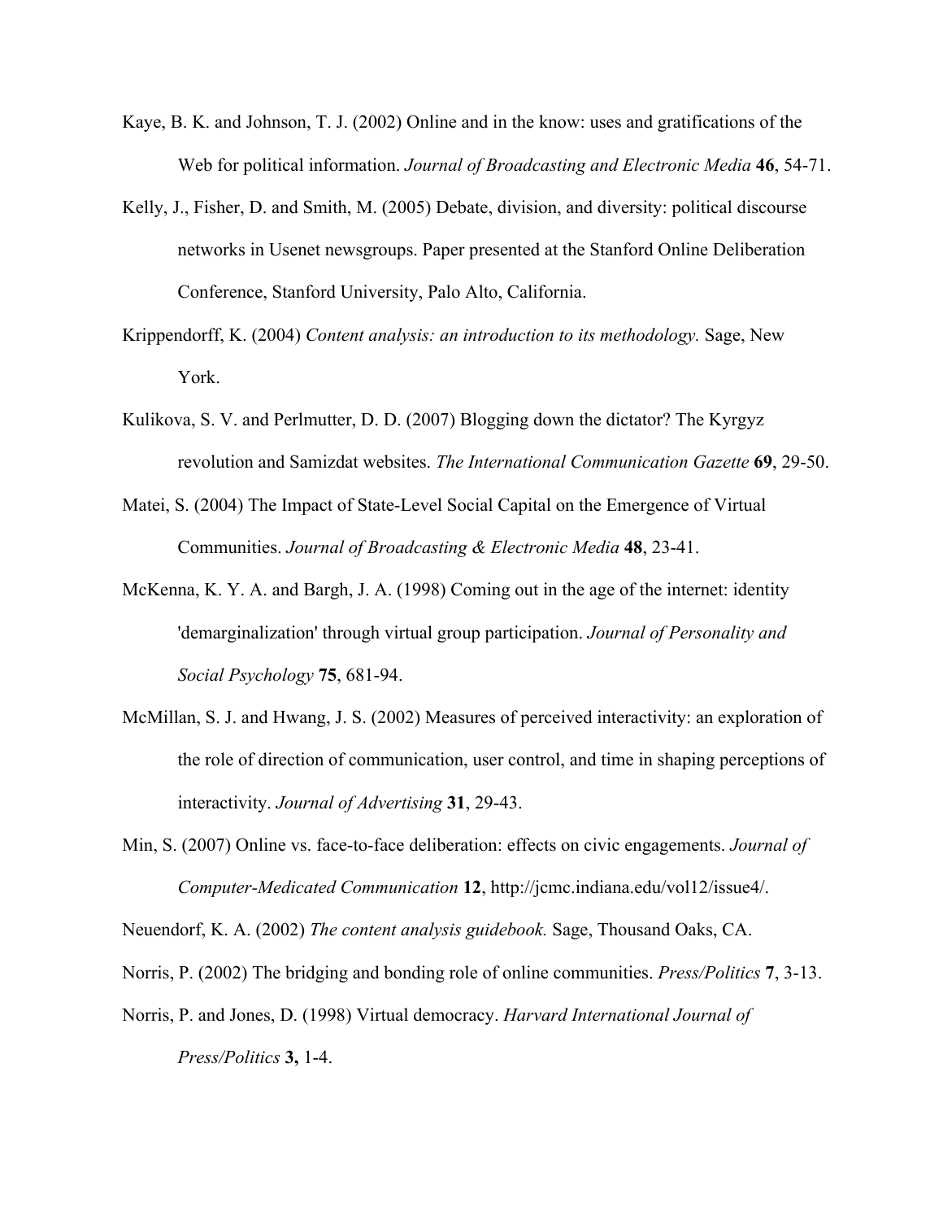Kaye, B. K. and Johnson, T. J. (2002) Online and in the know: uses and gratifications of the Web for political information. *Journal of Broadcasting and Electronic Media* **46**, 54-71.

Kelly, J., Fisher, D. and Smith, M. (2005) Debate, division, and diversity: political discourse networks in Usenet newsgroups. Paper presented at the Stanford Online Deliberation Conference, Stanford University, Palo Alto, California.

Krippendorff, K. (2004) *Content analysis: an introduction to its methodology.* Sage, New York.

Kulikova, S. V. and Perlmutter, D. D. (2007) Blogging down the dictator? The Kyrgyz revolution and Samizdat websites. *The International Communication Gazette* **69**, 29-50.

Matei, S. (2004) The Impact of State-Level Social Capital on the Emergence of Virtual Communities. *Journal of Broadcasting & Electronic Media* **48**, 23-41.

McKenna, K. Y. A. and Bargh, J. A. (1998) Coming out in the age of the internet: identity 'demarginalization' through virtual group participation. *Journal of Personality and Social Psychology* **75**, 681-94.

McMillan, S. J. and Hwang, J. S. (2002) Measures of perceived interactivity: an exploration of the role of direction of communication, user control, and time in shaping perceptions of interactivity. *Journal of Advertising* **31**, 29-43.

Min, S. (2007) Online vs. face-to-face deliberation: effects on civic engagements. *Journal of Computer-Medicated Communication* **12**, http://jcmc.indiana.edu/vol12/issue4/.

Neuendorf, K. A. (2002) *The content analysis guidebook.* Sage, Thousand Oaks, CA.

Norris, P. (2002) The bridging and bonding role of online communities. *Press/Politics* **7**, 3-13.

Norris, P. and Jones, D. (1998) Virtual democracy. *Harvard International Journal of Press/Politics* **3,** 1-4.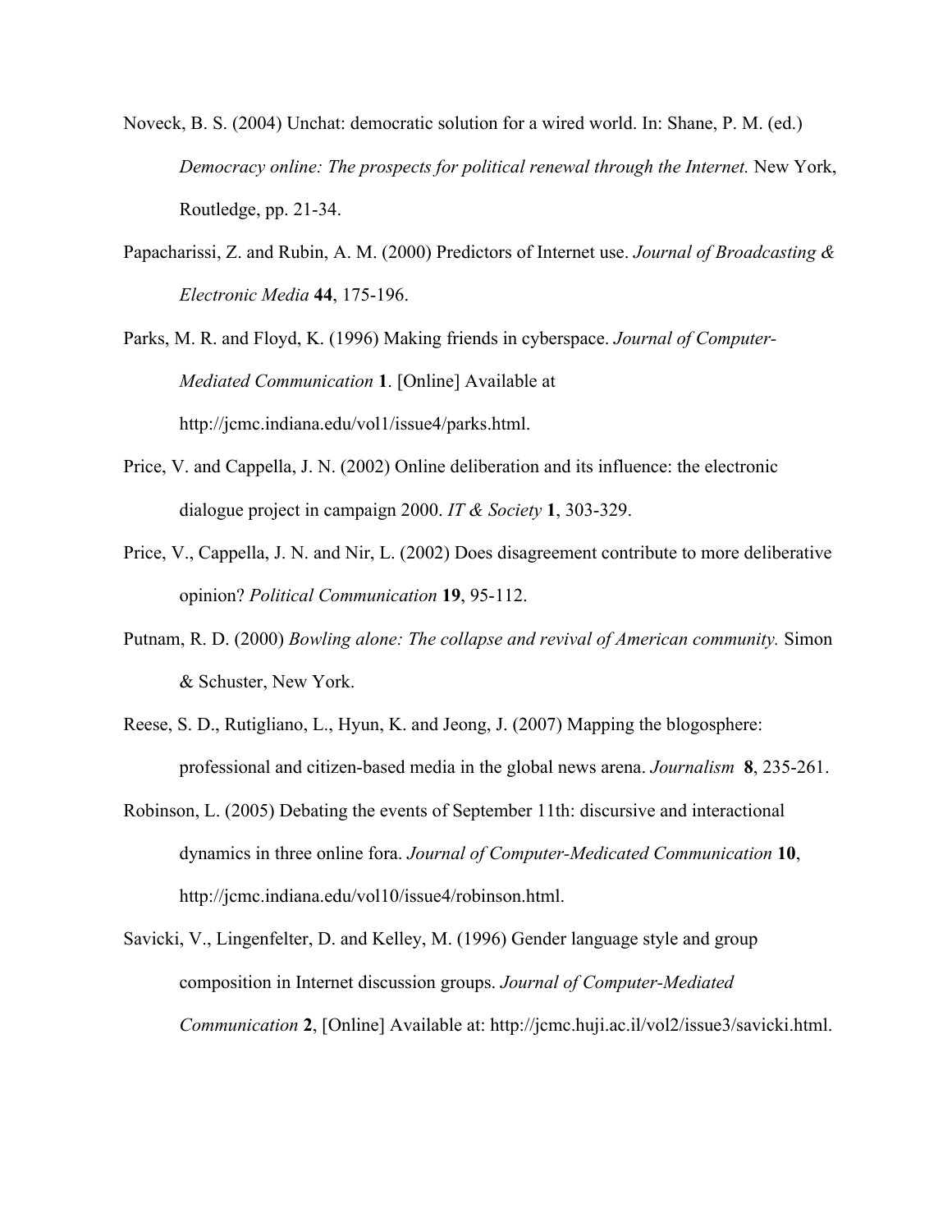Noveck, B. S. (2004) Unchat: democratic solution for a wired world. In: Shane, P. M. (ed.) *Democracy online: The prospects for political renewal through the Internet.* New York, Routledge, pp. 21-34.

Papacharissi, Z. and Rubin, A. M. (2000) Predictors of Internet use. *Journal of Broadcasting & Electronic Media* **44**, 175-196.

Parks, M. R. and Floyd, K. (1996) Making friends in cyberspace. *Journal of Computer-Mediated Communication* **1**. [Online] Available at http://jcmc.indiana.edu/vol1/issue4/parks.html.

Price, V. and Cappella, J. N. (2002) Online deliberation and its influence: the electronic dialogue project in campaign 2000. *IT & Society* **1**, 303-329.

Price, V., Cappella, J. N. and Nir, L. (2002) Does disagreement contribute to more deliberative opinion? *Political Communication* **19**, 95-112.

Putnam, R. D. (2000) *Bowling alone: The collapse and revival of American community.* Simon & Schuster, New York.

Reese, S. D., Rutigliano, L., Hyun, K. and Jeong, J. (2007) Mapping the blogosphere: professional and citizen-based media in the global news arena. *Journal* **8**, 235-261.

Robinson, L. (2005) Debating the events of September 11th: discursive and interactional dynamics in three online fora. *Journal of Computer-Medicated Communication* **10**, http://jcmc.indiana.edu/vol10/issue4/robinson.html.

Savicki, V., Lingenfelter, D. and Kelley, M. (1996) Gender language style and group composition in Internet discussion groups. *Journal of Computer-Mediated Communication* **2**, [Online] Available at: http://jcmc.huji.ac.il/vol2/issue3/savicki.html.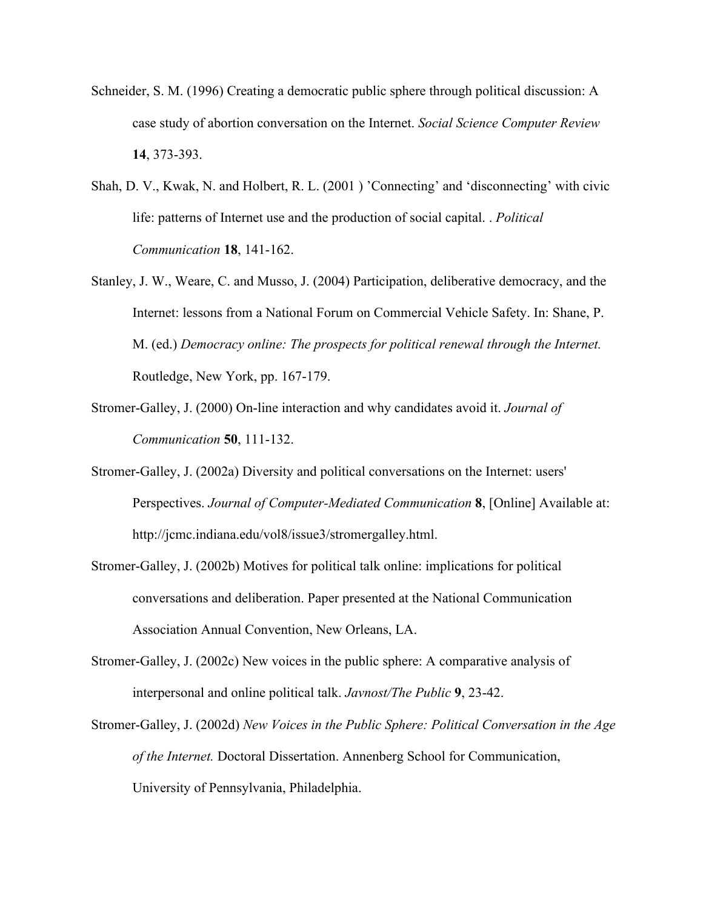Schneider, S. M. (1996) Creating a democratic public sphere through political discussion: A case study of abortion conversation on the Internet. *Social Science Computer Review* **14**, 373-393.

Shah, D. V., Kwak, N. and Holbert, R. L. (2001 ) 'Connecting' and 'disconnecting' with civic life: patterns of Internet use and the production of social capital. . *Political Communication* **18**, 141-162.

Stanley, J. W., Weare, C. and Musso, J. (2004) Participation, deliberative democracy, and the Internet: lessons from a National Forum on Commercial Vehicle Safety. In: Shane, P. M. (ed.) *Democracy online: The prospects for political renewal through the Internet.* Routledge, New York, pp. 167-179.

Stromer-Galley, J. (2000) On-line interaction and why candidates avoid it. *Journal of Communication* **50**, 111-132.

Stromer-Galley, J. (2002a) Diversity and political conversations on the Internet: users' Perspectives. *Journal of Computer-Mediated Communication* **8**, [Online] Available at: http://jcmc.indiana.edu/vol8/issue3/stromergalley.html.

Stromer-Galley, J. (2002b) Motives for political talk online: implications for political conversations and deliberation. Paper presented at the National Communication Association Annual Convention, New Orleans, LA.

Stromer-Galley, J. (2002c) New voices in the public sphere: A comparative analysis of interpersonal and online political talk. *Javnost/The Public* **9**, 23-42.

Stromer-Galley, J. (2002d) *New Voices in the Public Sphere: Political Conversation in the Age of the Internet.* Doctoral Dissertation. Annenberg School for Communication, University of Pennsylvania, Philadelphia.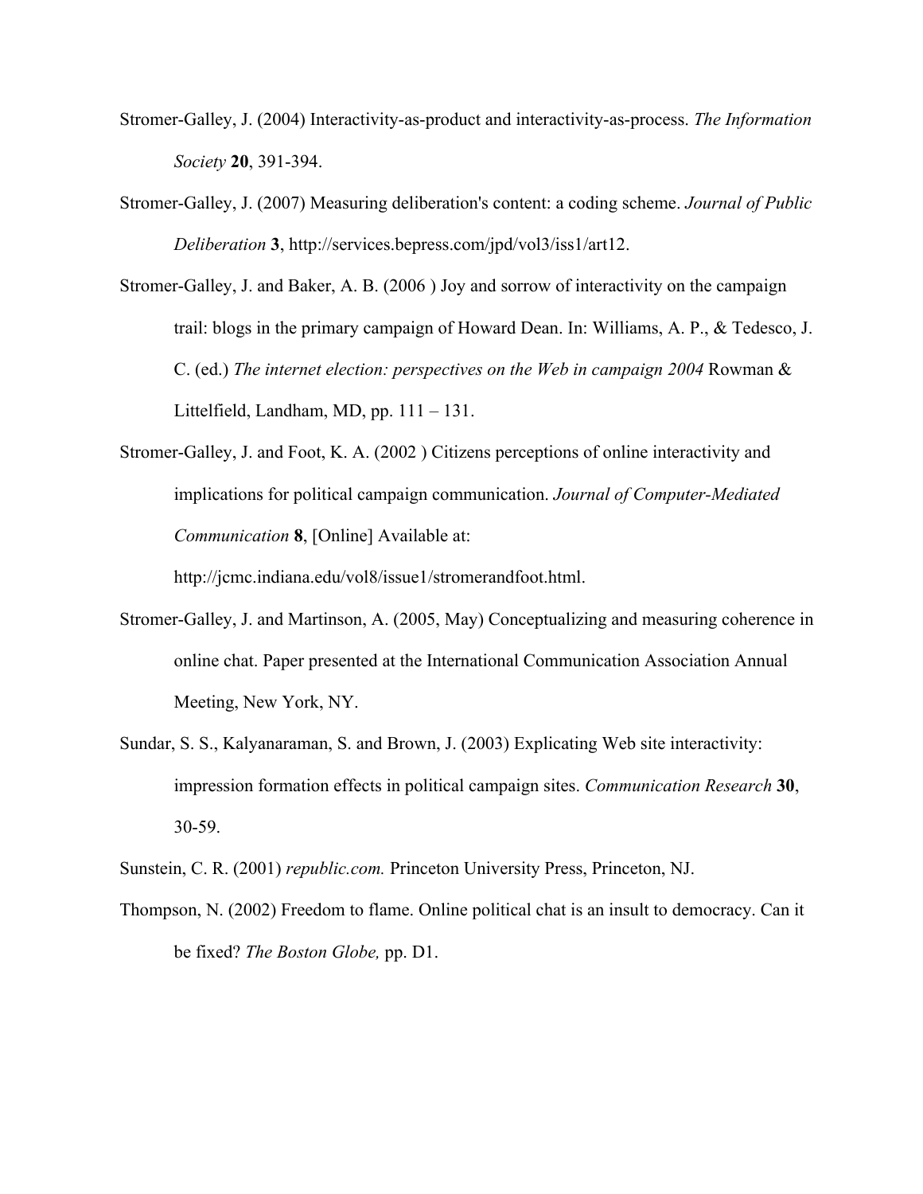Stromer-Galley, J. (2004) Interactivity-as-product and interactivity-as-process. *The Information Society* **20**, 391-394.

Stromer-Galley, J. (2007) Measuring deliberation's content: a coding scheme. *Journal of Public Deliberation* **3**, http://services.bepress.com/jpd/vol3/iss1/art12.

Stromer-Galley, J. and Baker, A. B. (2006 ) Joy and sorrow of interactivity on the campaign trail: blogs in the primary campaign of Howard Dean. In: Williams, A. P., & Tedesco, J. C. (ed.) *The internet election: perspectives on the Web in campaign 2004* Rowman & Littelfield, Landham, MD, pp. 111 – 131.

Stromer-Galley, J. and Foot, K. A. (2002 ) Citizens perceptions of online interactivity and implications for political campaign communication. *Journal of Computer-Mediated Communication* **8**, [Online] Available at: http://jcmc.indiana.edu/vol8/issue1/stromerandfoot.html.

Stromer-Galley, J. and Martinson, A. (2005, May) Conceptualizing and measuring coherence in online chat. Paper presented at the International Communication Association Annual Meeting, New York, NY.

Sundar, S. S., Kalyanaraman, S. and Brown, J. (2003) Explicating Web site interactivity: impression formation effects in political campaign sites. *Communication Research* **30**, 30-59.

Sunstein, C. R. (2001) *republic.com.* Princeton University Press, Princeton, NJ.

Thompson, N. (2002) Freedom to flame. Online political chat is an insult to democracy. Can it be fixed? *The Boston Globe,* pp. D1.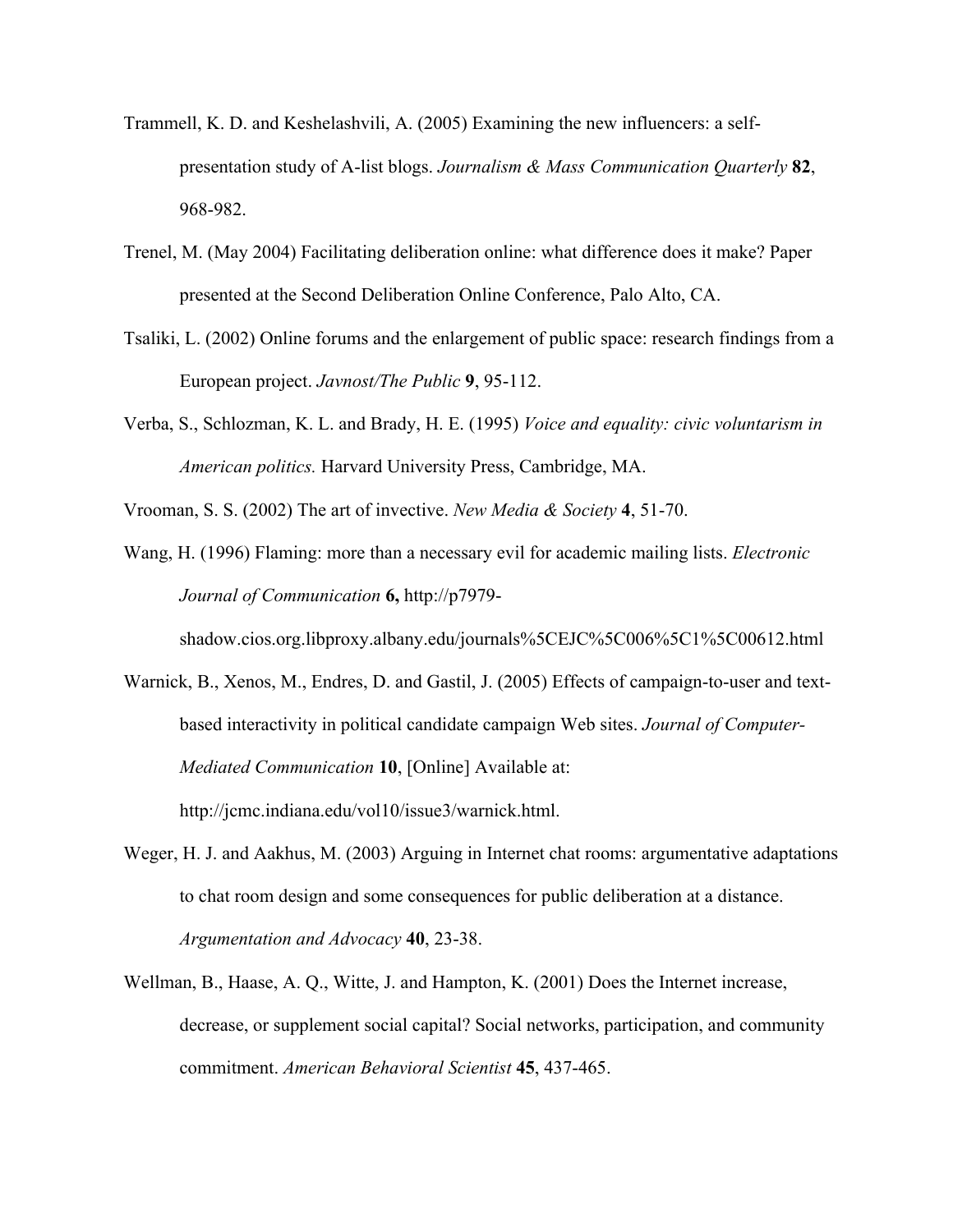Trammell, K. D. and Keshelashvili, A. (2005) Examining the new influencers: a self-presentation study of A-list blogs. *Journalism & Mass Communication Quarterly* **82**, 968-982.

Trenel, M. (May 2004) Facilitating deliberation online: what difference does it make? Paper presented at the Second Deliberation Online Conference, Palo Alto, CA.

Tsaliki, L. (2002) Online forums and the enlargement of public space: research findings from a European project. *Javnost/The Public* **9**, 95-112.

Verba, S., Schlozman, K. L. and Brady, H. E. (1995) *Voice and equality: civic voluntarism in American politics.* Harvard University Press, Cambridge, MA.

Vrooman, S. S. (2002) The art of invective. *New Media & Society* **4**, 51-70.

Wang, H. (1996) Flaming: more than a necessary evil for academic mailing lists. *Electronic Journal of Communication* **6,** http://p7979-shadow.cios.org.libproxy.albany.edu/journals%5CEJC%5C006%5C1%5C00612.html

Warnick, B., Xenos, M., Endres, D. and Gastil, J. (2005) Effects of campaign-to-user and text-based interactivity in political candidate campaign Web sites. *Journal of Computer-Mediated Communication* **10**, [Online] Available at: http://jcmc.indiana.edu/vol10/issue3/warnick.html.

Weger, H. J. and Aakhus, M. (2003) Arguing in Internet chat rooms: argumentative adaptations to chat room design and some consequences for public deliberation at a distance. *Argumentation and Advocacy* **40**, 23-38.

Wellman, B., Haase, A. Q., Witte, J. and Hampton, K. (2001) Does the Internet increase, decrease, or supplement social capital? Social networks, participation, and community commitment. *American Behavioral Scientist* **45**, 437-465.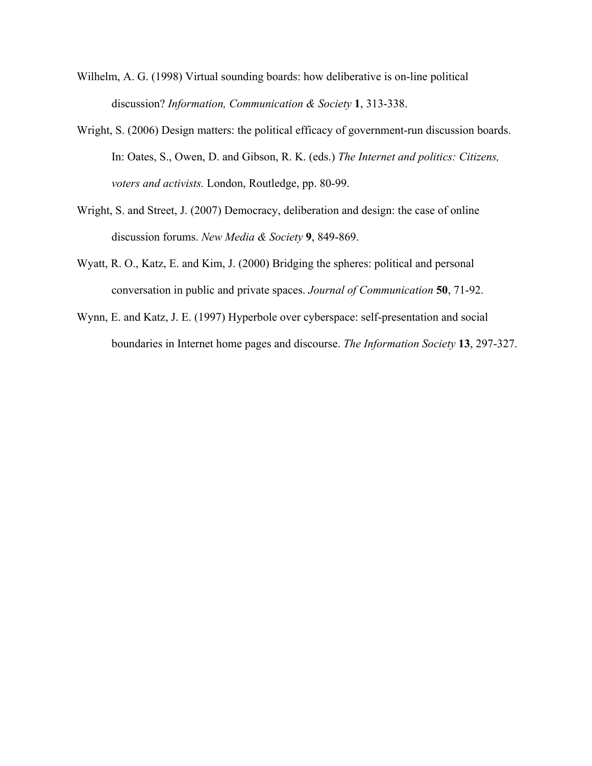Wilhelm, A. G. (1998) Virtual sounding boards: how deliberative is on-line political discussion? *Information, Communication & Society* **1**, 313-338.

Wright, S. (2006) Design matters: the political efficacy of government-run discussion boards. In: Oates, S., Owen, D. and Gibson, R. K. (eds.) *The Internet and politics: Citizens, voters and activists.* London, Routledge, pp. 80-99.

Wright, S. and Street, J. (2007) Democracy, deliberation and design: the case of online discussion forums. *New Media & Society* **9**, 849-869.

Wyatt, R. O., Katz, E. and Kim, J. (2000) Bridging the spheres: political and personal conversation in public and private spaces. *Journal of Communication* **50**, 71-92.

Wynn, E. and Katz, J. E. (1997) Hyperbole over cyberspace: self-presentation and social boundaries in Internet home pages and discourse. *The Information Society* **13**, 297-327.